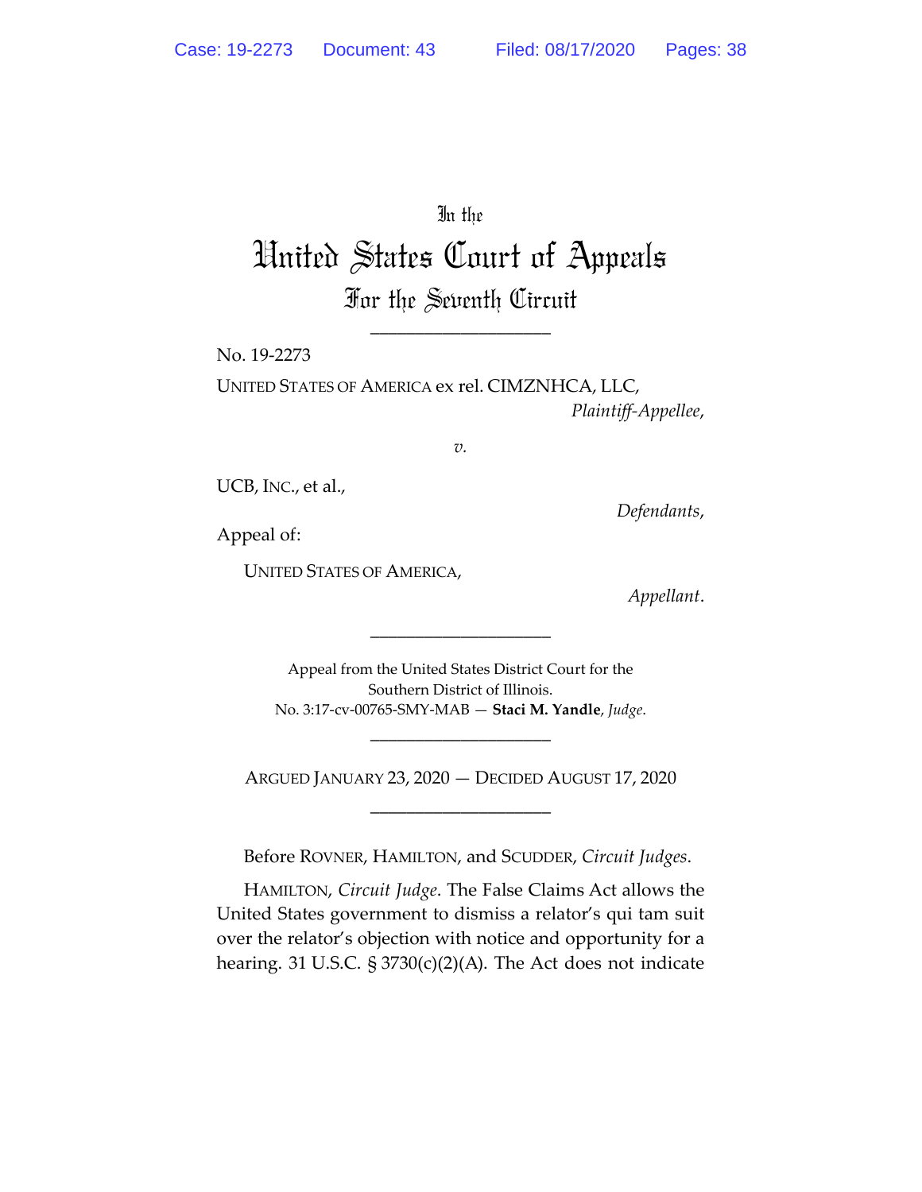In the

# United States Court of Appeals

## For the Seventh Circuit

---

No. 19-2273

UNITED STATES OF AMERICA ex rel. CIMZNHCA, LLC,

*Plaintiff-Appellee*,

*v.*

UCB, INC., et al.,

*Defendants*,

Appeal of:

UNITED STATES OF AMERICA,

*Appellant*.

---

Appeal from the United States District Court for the Southern District of Illinois.
No. 3:17-cv-00765-SMY-MAB — **Staci M. Yandle**, *Judge*.

---

ARGUED JANUARY 23, 2020 — DECIDED AUGUST 17, 2020

---

Before ROVNER, HAMILTON, and SCUDDER, *Circuit Judges*.

HAMILTON, *Circuit Judge*. The False Claims Act allows the United States government to dismiss a relator's qui tam suit over the relator's objection with notice and opportunity for a hearing. 31 U.S.C. § 3730(c)(2)(A). The Act does not indicate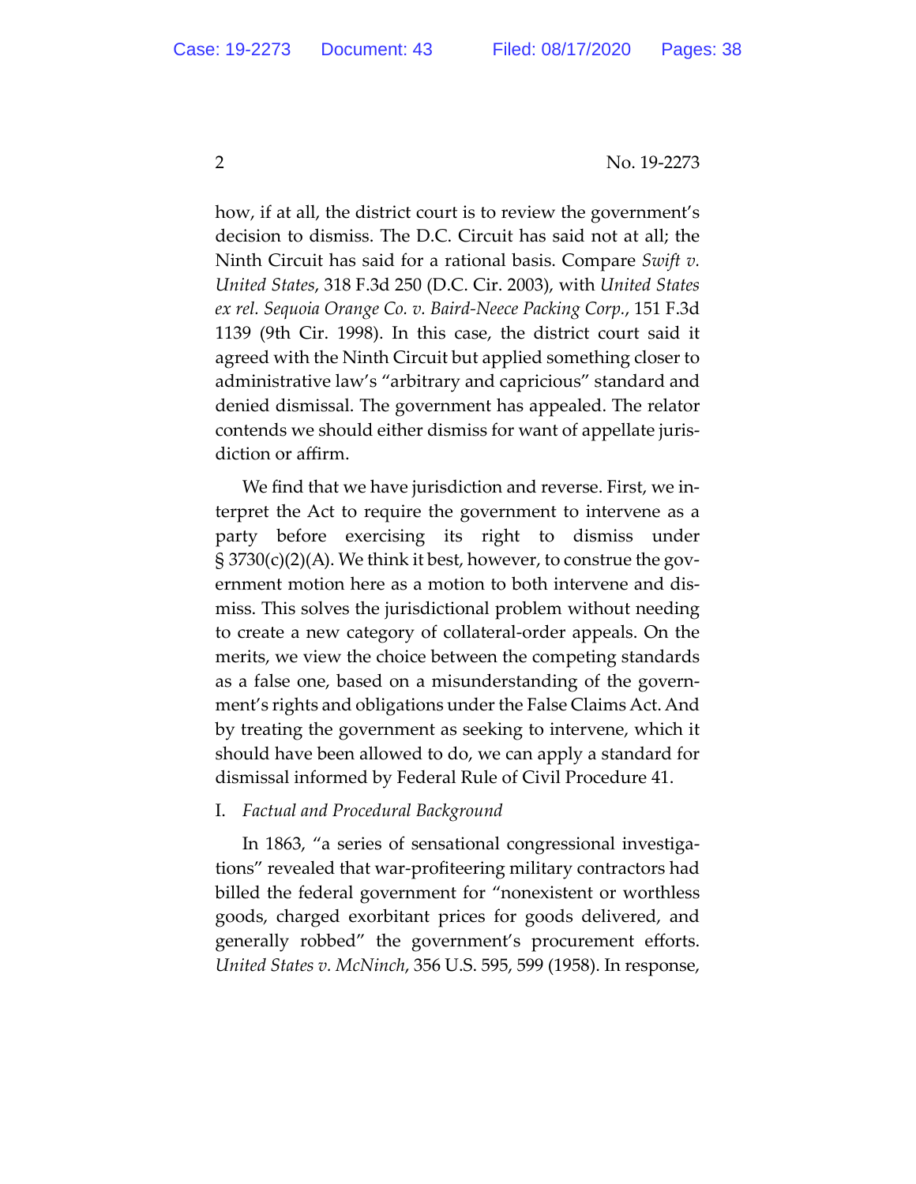how, if at all, the district court is to review the government's decision to dismiss. The D.C. Circuit has said not at all; the Ninth Circuit has said for a rational basis. Compare *Swift v. United States*, 318 F.3d 250 (D.C. Cir. 2003), with *United States ex rel. Sequoia Orange Co. v. Baird-Neece Packing Corp.*, 151 F.3d 1139 (9th Cir. 1998). In this case, the district court said it agreed with the Ninth Circuit but applied something closer to administrative law's "arbitrary and capricious" standard and denied dismissal. The government has appealed. The relator contends we should either dismiss for want of appellate jurisdiction or affirm.

We find that we have jurisdiction and reverse. First, we interpret the Act to require the government to intervene as a party before exercising its right to dismiss under § 3730(c)(2)(A). We think it best, however, to construe the government motion here as a motion to both intervene and dismiss. This solves the jurisdictional problem without needing to create a new category of collateral-order appeals. On the merits, we view the choice between the competing standards as a false one, based on a misunderstanding of the government's rights and obligations under the False Claims Act. And by treating the government as seeking to intervene, which it should have been allowed to do, we can apply a standard for dismissal informed by Federal Rule of Civil Procedure 41.

## I. *Factual and Procedural Background*

In 1863, "a series of sensational congressional investigations" revealed that war-profiteering military contractors had billed the federal government for "nonexistent or worthless goods, charged exorbitant prices for goods delivered, and generally robbed" the government's procurement efforts. *United States v. McNinch*, 356 U.S. 595, 599 (1958). In response,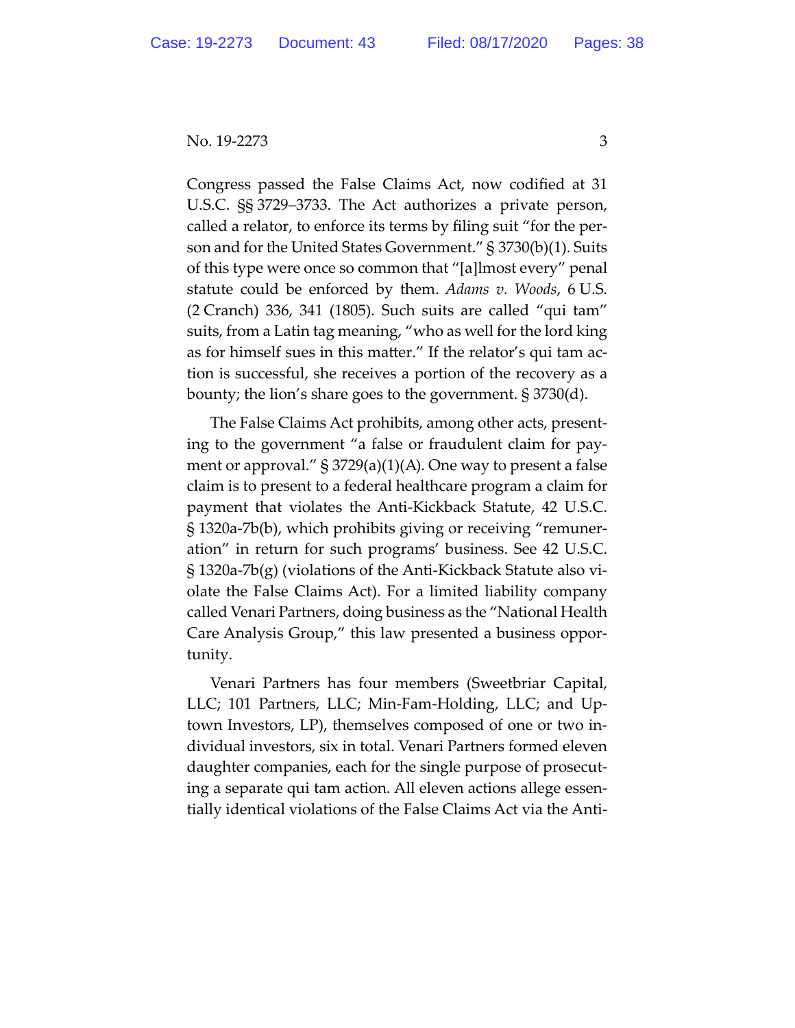Congress passed the False Claims Act, now codified at 31 U.S.C. §§ 3729–3733. The Act authorizes a private person, called a relator, to enforce its terms by filing suit "for the person and for the United States Government." § 3730(b)(1). Suits of this type were once so common that "[a]lmost every" penal statute could be enforced by them. *Adams v. Woods*, 6 U.S. (2 Cranch) 336, 341 (1805). Such suits are called "qui tam" suits, from a Latin tag meaning, "who as well for the lord king as for himself sues in this matter." If the relator's qui tam action is successful, she receives a portion of the recovery as a bounty; the lion's share goes to the government. § 3730(d).

The False Claims Act prohibits, among other acts, presenting to the government "a false or fraudulent claim for payment or approval." § 3729(a)(1)(A). One way to present a false claim is to present to a federal healthcare program a claim for payment that violates the Anti-Kickback Statute, 42 U.S.C. § 1320a-7b(b), which prohibits giving or receiving "remuneration" in return for such programs' business. See 42 U.S.C. § 1320a-7b(g) (violations of the Anti-Kickback Statute also violate the False Claims Act). For a limited liability company called Venari Partners, doing business as the "National Health Care Analysis Group," this law presented a business opportunity.

Venari Partners has four members (Sweetbriar Capital, LLC; 101 Partners, LLC; Min-Fam-Holding, LLC; and Uptown Investors, LP), themselves composed of one or two individual investors, six in total. Venari Partners formed eleven daughter companies, each for the single purpose of prosecuting a separate qui tam action. All eleven actions allege essentially identical violations of the False Claims Act via the Anti-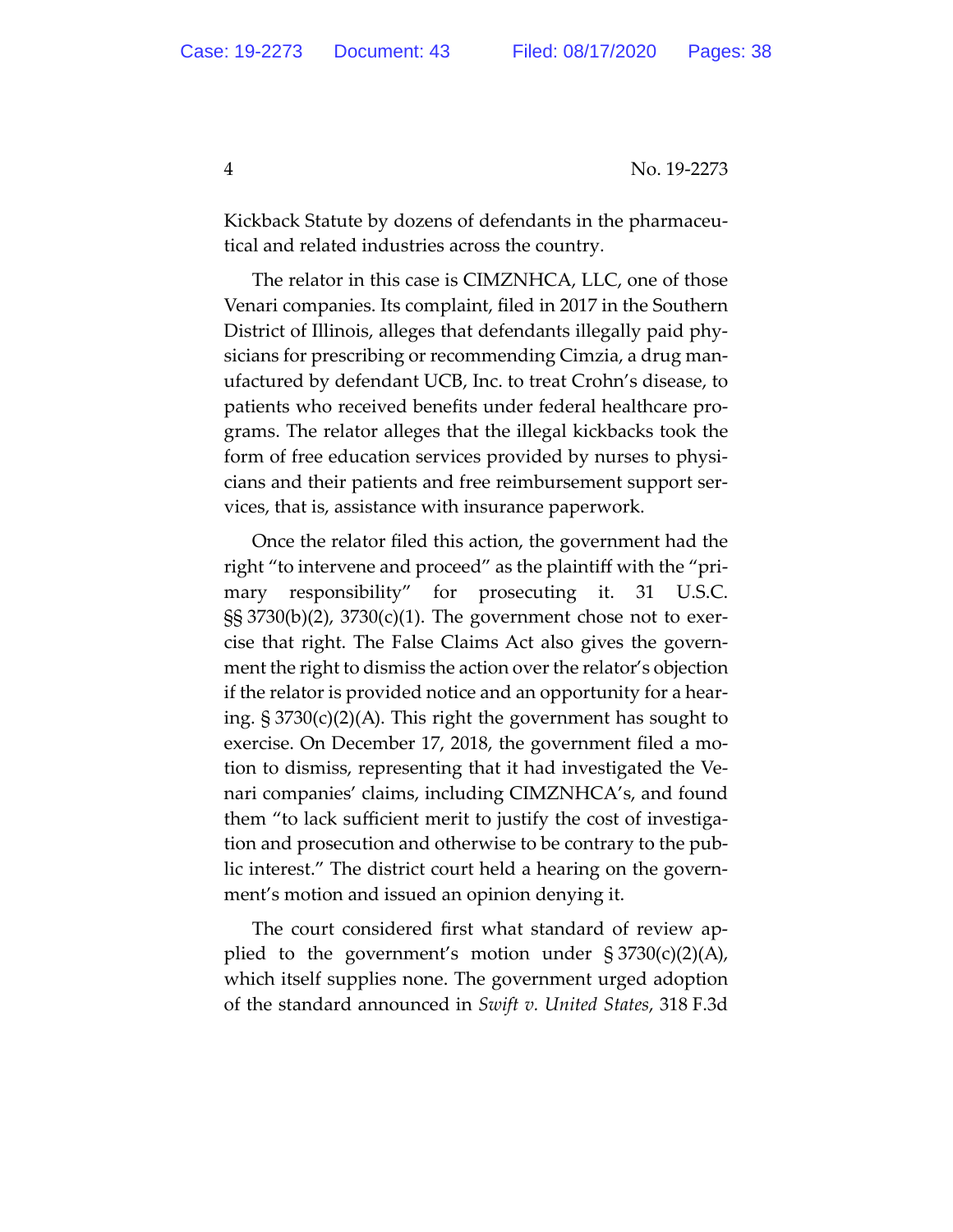Kickback Statute by dozens of defendants in the pharmaceutical and related industries across the country.

The relator in this case is CIMZNHCA, LLC, one of those Venari companies. Its complaint, filed in 2017 in the Southern District of Illinois, alleges that defendants illegally paid physicians for prescribing or recommending Cimzia, a drug manufactured by defendant UCB, Inc. to treat Crohn's disease, to patients who received benefits under federal healthcare programs. The relator alleges that the illegal kickbacks took the form of free education services provided by nurses to physicians and their patients and free reimbursement support services, that is, assistance with insurance paperwork.

Once the relator filed this action, the government had the right "to intervene and proceed" as the plaintiff with the "primary responsibility" for prosecuting it. 31 U.S.C. §§ 3730(b)(2), 3730(c)(1). The government chose not to exercise that right. The False Claims Act also gives the government the right to dismiss the action over the relator's objection if the relator is provided notice and an opportunity for a hearing. § 3730(c)(2)(A). This right the government has sought to exercise. On December 17, 2018, the government filed a motion to dismiss, representing that it had investigated the Venari companies' claims, including CIMZNHCA's, and found them "to lack sufficient merit to justify the cost of investigation and prosecution and otherwise to be contrary to the public interest." The district court held a hearing on the government's motion and issued an opinion denying it.

The court considered first what standard of review applied to the government's motion under § 3730(c)(2)(A), which itself supplies none. The government urged adoption of the standard announced in *Swift v. United States*, 318 F.3d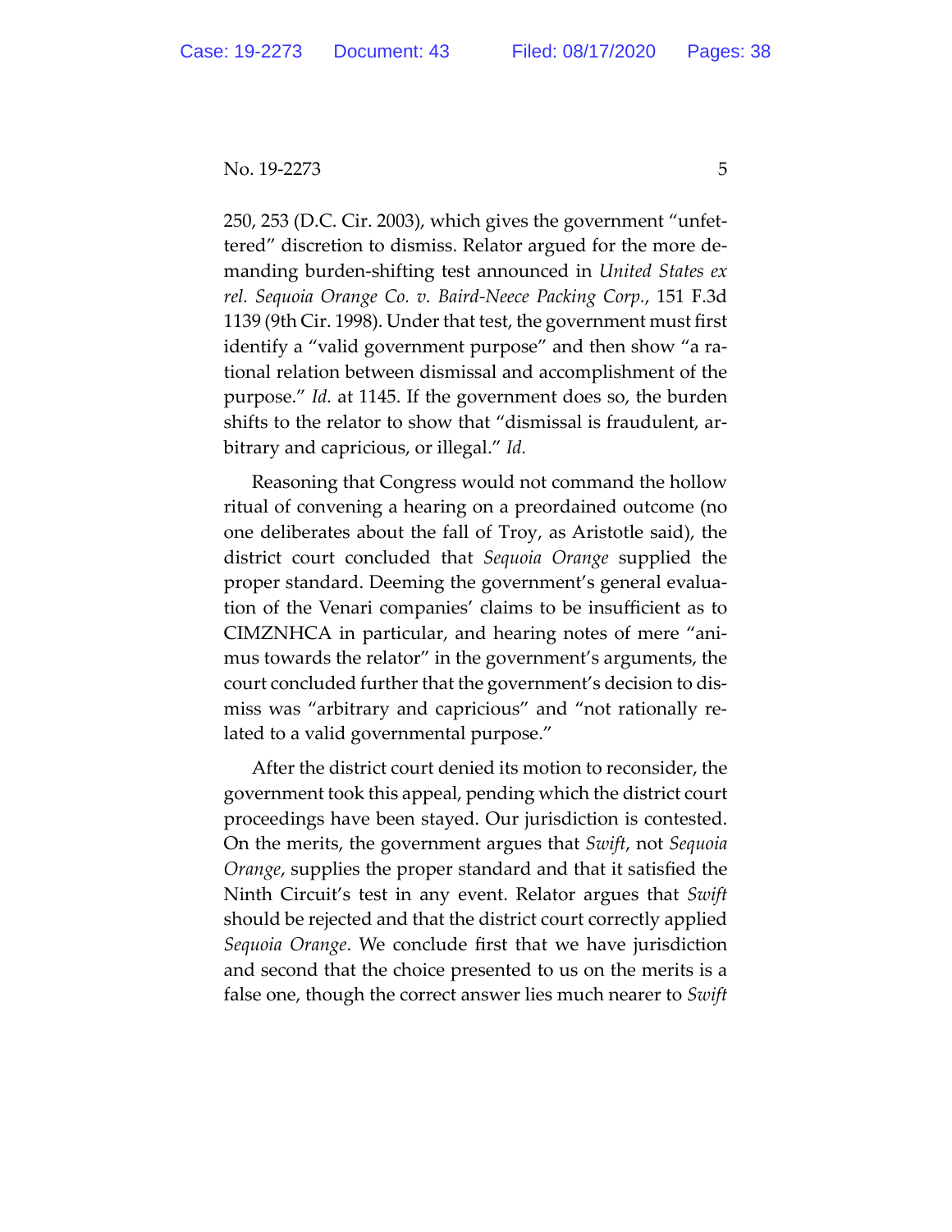250, 253 (D.C. Cir. 2003), which gives the government "unfettered" discretion to dismiss. Relator argued for the more demanding burden-shifting test announced in *United States ex rel. Sequoia Orange Co. v. Baird-Neece Packing Corp.*, 151 F.3d 1139 (9th Cir. 1998). Under that test, the government must first identify a "valid government purpose" and then show "a rational relation between dismissal and accomplishment of the purpose." *Id.* at 1145. If the government does so, the burden shifts to the relator to show that "dismissal is fraudulent, arbitrary and capricious, or illegal." *Id.*

Reasoning that Congress would not command the hollow ritual of convening a hearing on a preordained outcome (no one deliberates about the fall of Troy, as Aristotle said), the district court concluded that *Sequoia Orange* supplied the proper standard. Deeming the government's general evaluation of the Venari companies' claims to be insufficient as to CIMZNHCA in particular, and hearing notes of mere "animus towards the relator" in the government's arguments, the court concluded further that the government's decision to dismiss was "arbitrary and capricious" and "not rationally related to a valid governmental purpose."

After the district court denied its motion to reconsider, the government took this appeal, pending which the district court proceedings have been stayed. Our jurisdiction is contested. On the merits, the government argues that *Swift*, not *Sequoia Orange*, supplies the proper standard and that it satisfied the Ninth Circuit's test in any event. Relator argues that *Swift* should be rejected and that the district court correctly applied *Sequoia Orange*. We conclude first that we have jurisdiction and second that the choice presented to us on the merits is a false one, though the correct answer lies much nearer to *Swift*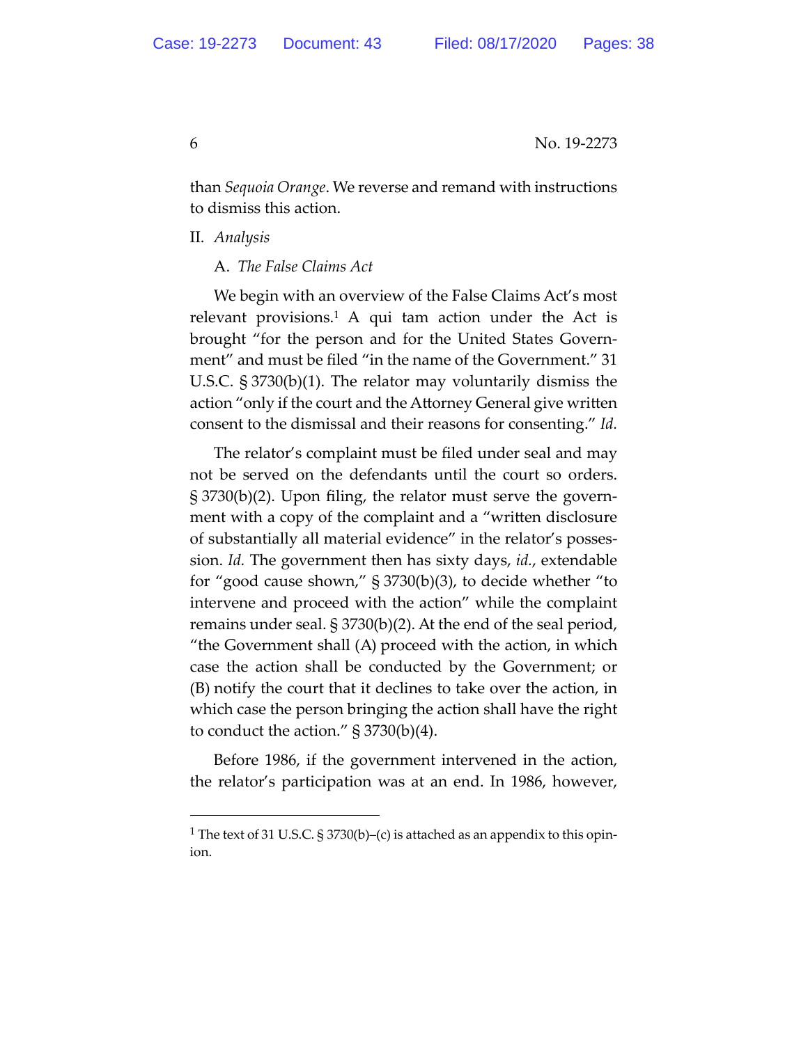than *Sequoia Orange*. We reverse and remand with instructions to dismiss this action.

## II. *Analysis*

### A. *The False Claims Act*

We begin with an overview of the False Claims Act's most relevant provisions.[1] A qui tam action under the Act is brought "for the person and for the United States Government" and must be filed "in the name of the Government." 31 U.S.C. § 3730(b)(1). The relator may voluntarily dismiss the action "only if the court and the Attorney General give written consent to the dismissal and their reasons for consenting." *Id.*

The relator's complaint must be filed under seal and may not be served on the defendants until the court so orders. § 3730(b)(2). Upon filing, the relator must serve the government with a copy of the complaint and a "written disclosure of substantially all material evidence" in the relator's possession. *Id.* The government then has sixty days, *id.*, extendable for "good cause shown," § 3730(b)(3), to decide whether "to intervene and proceed with the action" while the complaint remains under seal. § 3730(b)(2). At the end of the seal period, "the Government shall (A) proceed with the action, in which case the action shall be conducted by the Government; or (B) notify the court that it declines to take over the action, in which case the person bringing the action shall have the right to conduct the action." § 3730(b)(4).

Before 1986, if the government intervened in the action, the relator's participation was at an end. In 1986, however,

[1] The text of 31 U.S.C. § 3730(b)–(c) is attached as an appendix to this opinion.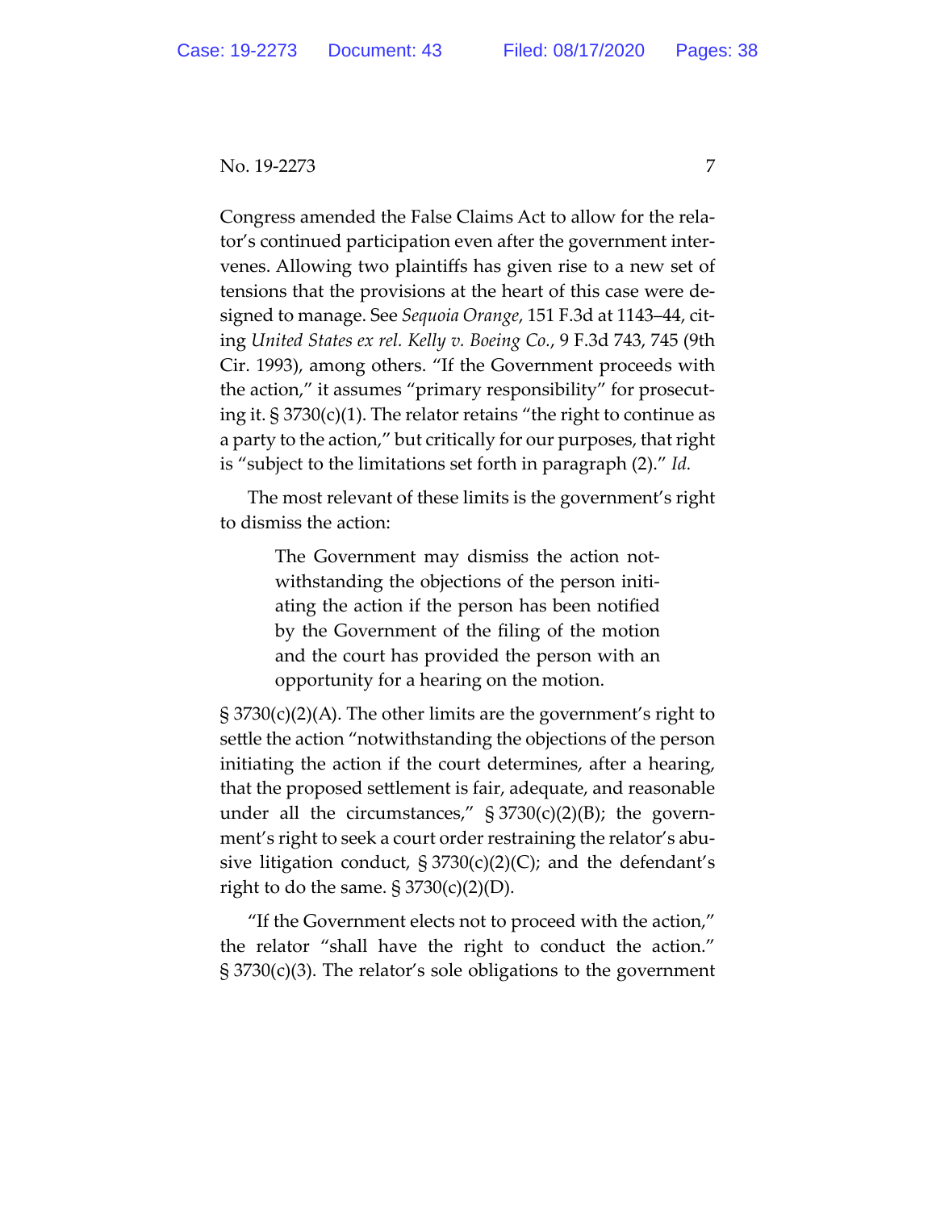Congress amended the False Claims Act to allow for the relator's continued participation even after the government intervenes. Allowing two plaintiffs has given rise to a new set of tensions that the provisions at the heart of this case were designed to manage. See *Sequoia Orange*, 151 F.3d at 1143–44, citing *United States ex rel. Kelly v. Boeing Co.*, 9 F.3d 743, 745 (9th Cir. 1993), among others. "If the Government proceeds with the action," it assumes "primary responsibility" for prosecuting it. § 3730(c)(1). The relator retains "the right to continue as a party to the action," but critically for our purposes, that right is "subject to the limitations set forth in paragraph (2)." *Id.*

The most relevant of these limits is the government's right to dismiss the action:

> The Government may dismiss the action notwithstanding the objections of the person initiating the action if the person has been notified by the Government of the filing of the motion and the court has provided the person with an opportunity for a hearing on the motion.

§ 3730(c)(2)(A). The other limits are the government's right to settle the action "notwithstanding the objections of the person initiating the action if the court determines, after a hearing, that the proposed settlement is fair, adequate, and reasonable under all the circumstances," § 3730(c)(2)(B); the government's right to seek a court order restraining the relator's abusive litigation conduct, § 3730(c)(2)(C); and the defendant's right to do the same. § 3730(c)(2)(D).

"If the Government elects not to proceed with the action," the relator "shall have the right to conduct the action." § 3730(c)(3). The relator's sole obligations to the government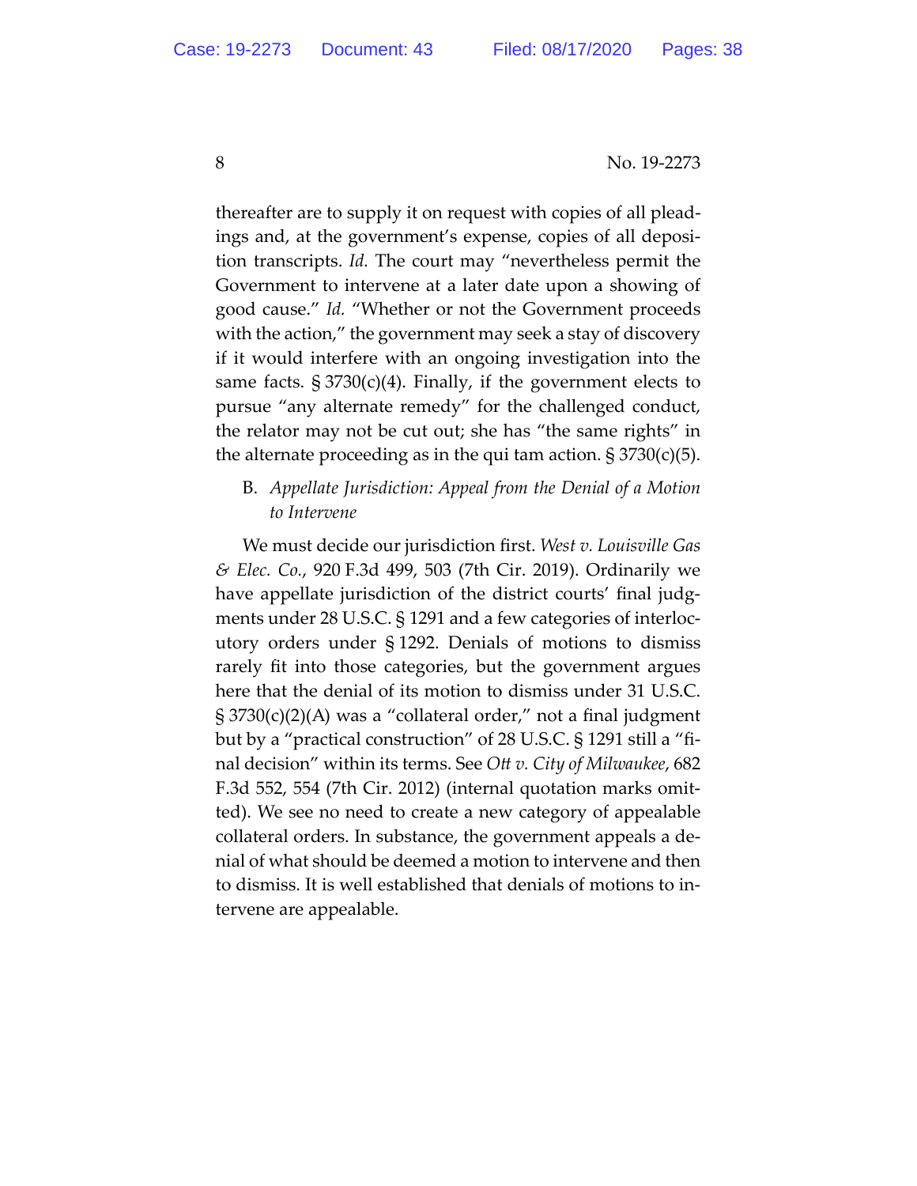thereafter are to supply it on request with copies of all pleadings and, at the government's expense, copies of all deposition transcripts. *Id.* The court may "nevertheless permit the Government to intervene at a later date upon a showing of good cause." *Id.* "Whether or not the Government proceeds with the action," the government may seek a stay of discovery if it would interfere with an ongoing investigation into the same facts. § 3730(c)(4). Finally, if the government elects to pursue "any alternate remedy" for the challenged conduct, the relator may not be cut out; she has "the same rights" in the alternate proceeding as in the qui tam action. § 3730(c)(5).

### B. *Appellate Jurisdiction: Appeal from the Denial of a Motion to Intervene*

We must decide our jurisdiction first. *West v. Louisville Gas & Elec. Co.*, 920 F.3d 499, 503 (7th Cir. 2019). Ordinarily we have appellate jurisdiction of the district courts' final judgments under 28 U.S.C. § 1291 and a few categories of interlocutory orders under § 1292. Denials of motions to dismiss rarely fit into those categories, but the government argues here that the denial of its motion to dismiss under 31 U.S.C. § 3730(c)(2)(A) was a "collateral order," not a final judgment but by a "practical construction" of 28 U.S.C. § 1291 still a "final decision" within its terms. See *Ott v. City of Milwaukee*, 682 F.3d 552, 554 (7th Cir. 2012) (internal quotation marks omitted). We see no need to create a new category of appealable collateral orders. In substance, the government appeals a denial of what should be deemed a motion to intervene and then to dismiss. It is well established that denials of motions to intervene are appealable.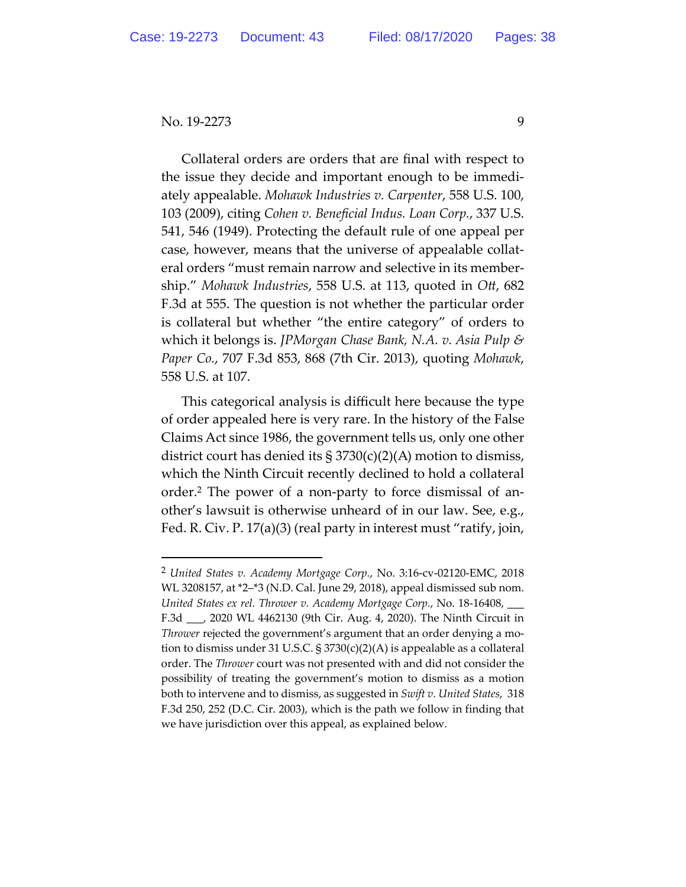Collateral orders are orders that are final with respect to the issue they decide and important enough to be immediately appealable. *Mohawk Industries v. Carpenter*, 558 U.S. 100, 103 (2009), citing *Cohen v. Beneficial Indus. Loan Corp.*, 337 U.S. 541, 546 (1949). Protecting the default rule of one appeal per case, however, means that the universe of appealable collateral orders "must remain narrow and selective in its membership." *Mohawk Industries*, 558 U.S. at 113, quoted in *Ott*, 682 F.3d at 555. The question is not whether the particular order is collateral but whether "the entire category" of orders to which it belongs is. *JPMorgan Chase Bank, N.A. v. Asia Pulp & Paper Co.*, 707 F.3d 853, 868 (7th Cir. 2013), quoting *Mohawk*, 558 U.S. at 107.

This categorical analysis is difficult here because the type of order appealed here is very rare. In the history of the False Claims Act since 1986, the government tells us, only one other district court has denied its § 3730(c)(2)(A) motion to dismiss, which the Ninth Circuit recently declined to hold a collateral order.[2] The power of a non-party to force dismissal of another's lawsuit is otherwise unheard of in our law. See, e.g., Fed. R. Civ. P. 17(a)(3) (real party in interest must "ratify, join,

---

[2] *United States v. Academy Mortgage Corp.*, No. 3:16-cv-02120-EMC, 2018 WL 3208157, at *2–*3 (N.D. Cal. June 29, 2018), appeal dismissed sub nom. *United States ex rel. Thrower v. Academy Mortgage Corp.*, No. 18-16408, ___ F.3d ___, 2020 WL 4462130 (9th Cir. Aug. 4, 2020). The Ninth Circuit in *Thrower* rejected the government's argument that an order denying a motion to dismiss under 31 U.S.C. § 3730(c)(2)(A) is appealable as a collateral order. The *Thrower* court was not presented with and did not consider the possibility of treating the government's motion to dismiss as a motion both to intervene and to dismiss, as suggested in *Swift v. United States*, 318 F.3d 250, 252 (D.C. Cir. 2003), which is the path we follow in finding that we have jurisdiction over this appeal, as explained below.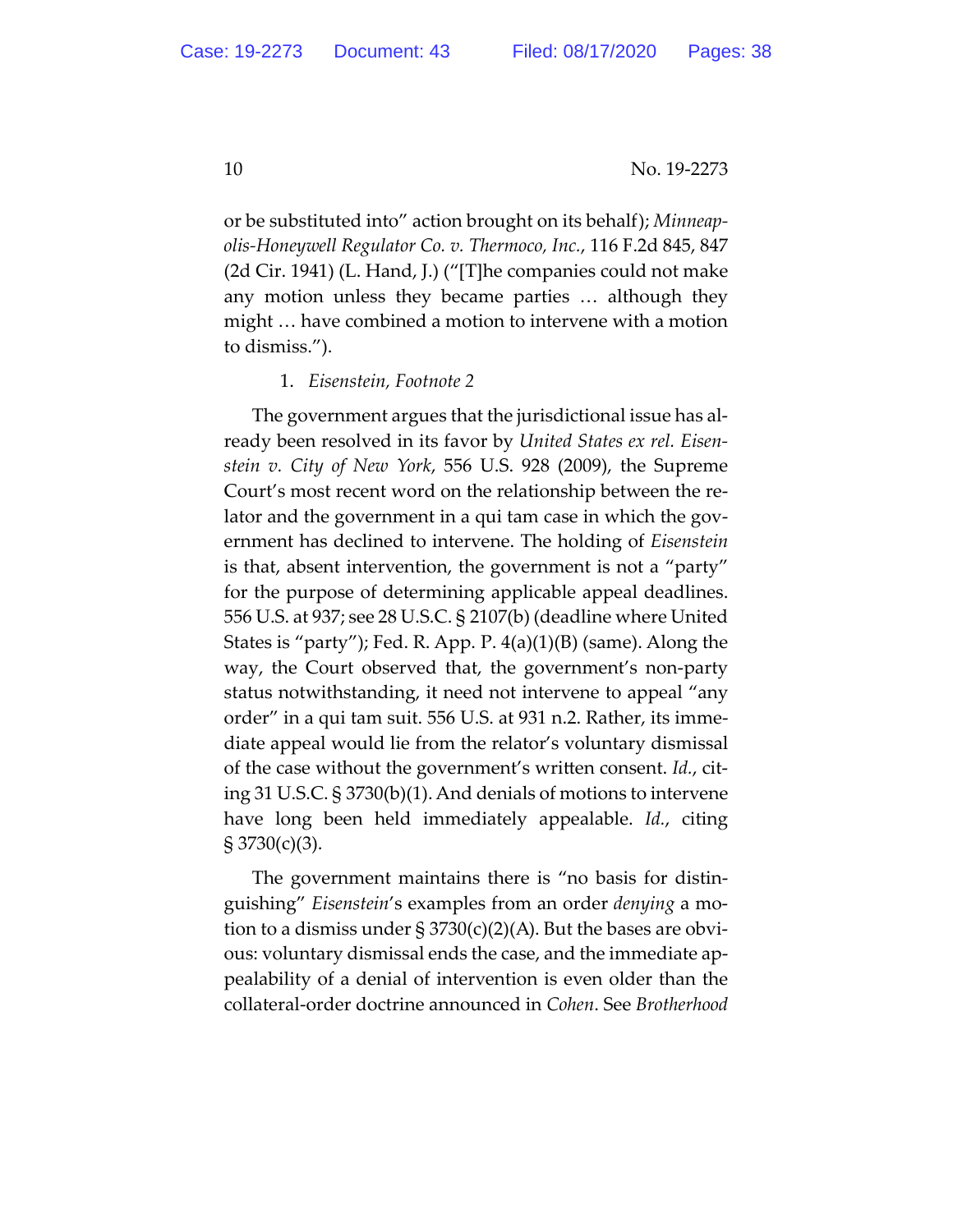or be substituted into" action brought on its behalf); *Minneapolis-Honeywell Regulator Co. v. Thermoco, Inc.*, 116 F.2d 845, 847 (2d Cir. 1941) (L. Hand, J.) ("[T]he companies could not make any motion unless they became parties … although they might … have combined a motion to intervene with a motion to dismiss.").

1. *Eisenstein, Footnote 2*

The government argues that the jurisdictional issue has already been resolved in its favor by *United States ex rel. Eisenstein v. City of New York*, 556 U.S. 928 (2009), the Supreme Court's most recent word on the relationship between the relator and the government in a qui tam case in which the government has declined to intervene. The holding of *Eisenstein* is that, absent intervention, the government is not a "party" for the purpose of determining applicable appeal deadlines. 556 U.S. at 937; see 28 U.S.C. § 2107(b) (deadline where United States is "party"); Fed. R. App. P. 4(a)(1)(B) (same). Along the way, the Court observed that, the government's non-party status notwithstanding, it need not intervene to appeal "any order" in a qui tam suit. 556 U.S. at 931 n.2. Rather, its immediate appeal would lie from the relator's voluntary dismissal of the case without the government's written consent. *Id.*, citing 31 U.S.C. § 3730(b)(1). And denials of motions to intervene have long been held immediately appealable. *Id.*, citing § 3730(c)(3).

The government maintains there is "no basis for distinguishing" *Eisenstein*'s examples from an order *denying* a motion to a dismiss under § 3730(c)(2)(A). But the bases are obvious: voluntary dismissal ends the case, and the immediate appealability of a denial of intervention is even older than the collateral-order doctrine announced in *Cohen*. See *Brotherhood*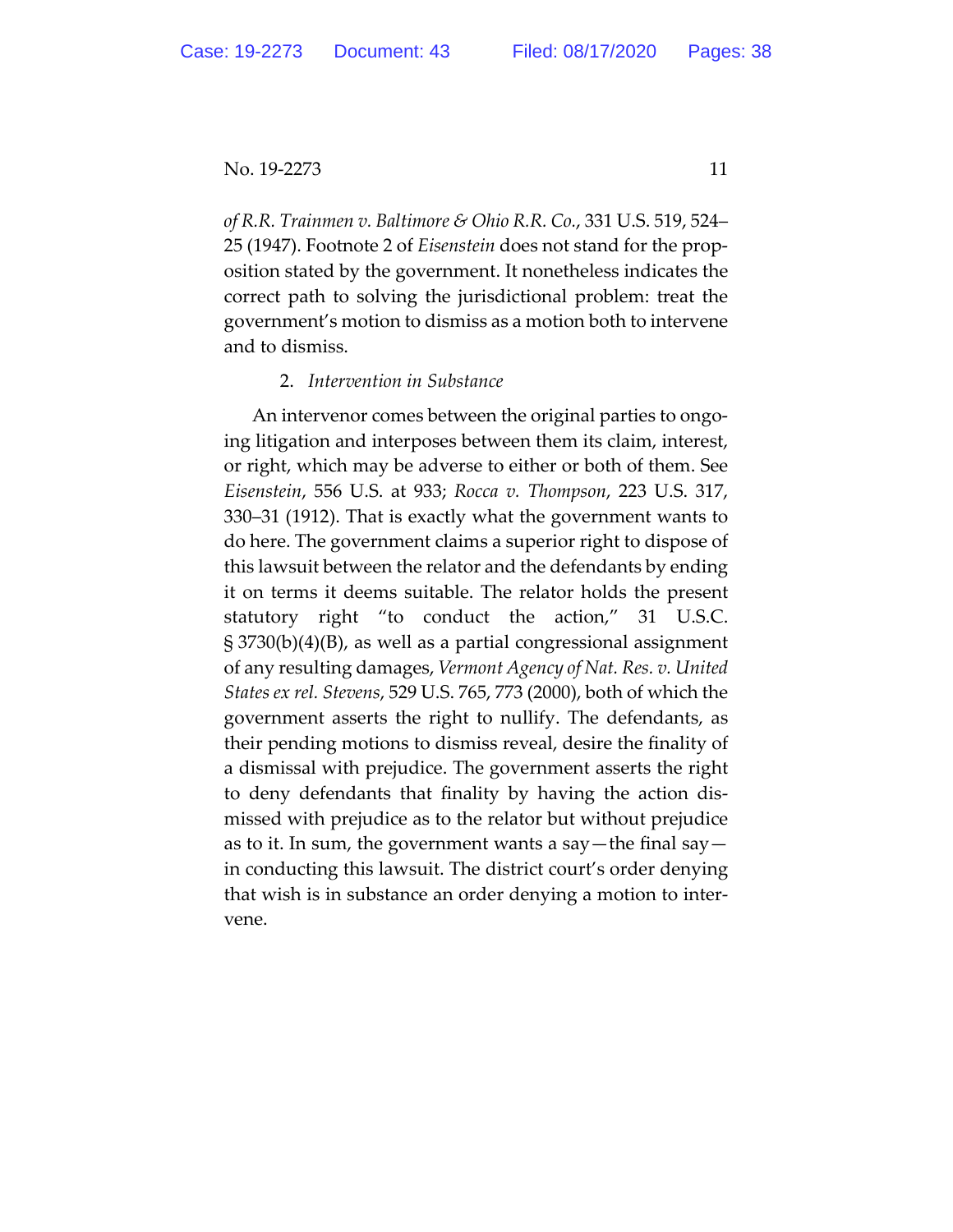*of R.R. Trainmen v. Baltimore & Ohio R.R. Co.*, 331 U.S. 519, 524–25 (1947). Footnote 2 of *Eisenstein* does not stand for the proposition stated by the government. It nonetheless indicates the correct path to solving the jurisdictional problem: treat the government's motion to dismiss as a motion both to intervene and to dismiss.

2. *Intervention in Substance*

An intervenor comes between the original parties to ongoing litigation and interposes between them its claim, interest, or right, which may be adverse to either or both of them. See *Eisenstein*, 556 U.S. at 933; *Rocca v. Thompson*, 223 U.S. 317, 330–31 (1912). That is exactly what the government wants to do here. The government claims a superior right to dispose of this lawsuit between the relator and the defendants by ending it on terms it deems suitable. The relator holds the present statutory right "to conduct the action," 31 U.S.C. § 3730(b)(4)(B), as well as a partial congressional assignment of any resulting damages, *Vermont Agency of Nat. Res. v. United States ex rel. Stevens*, 529 U.S. 765, 773 (2000), both of which the government asserts the right to nullify. The defendants, as their pending motions to dismiss reveal, desire the finality of a dismissal with prejudice. The government asserts the right to deny defendants that finality by having the action dismissed with prejudice as to the relator but without prejudice as to it. In sum, the government wants a say—the final say—in conducting this lawsuit. The district court's order denying that wish is in substance an order denying a motion to intervene.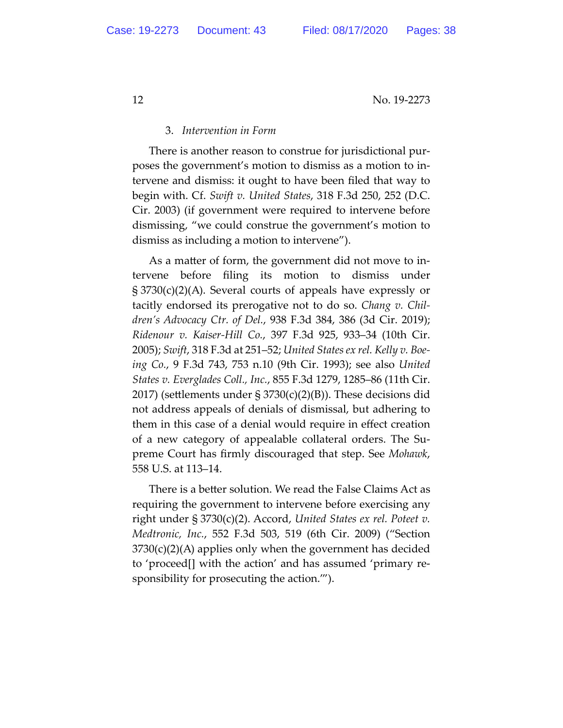### 3. *Intervention in Form*

There is another reason to construe for jurisdictional purposes the government's motion to dismiss as a motion to intervene and dismiss: it ought to have been filed that way to begin with. Cf. *Swift v. United States*, 318 F.3d 250, 252 (D.C. Cir. 2003) (if government were required to intervene before dismissing, "we could construe the government's motion to dismiss as including a motion to intervene").

As a matter of form, the government did not move to intervene before filing its motion to dismiss under § 3730(c)(2)(A). Several courts of appeals have expressly or tacitly endorsed its prerogative not to do so. *Chang v. Children's Advocacy Ctr. of Del.*, 938 F.3d 384, 386 (3d Cir. 2019); *Ridenour v. Kaiser-Hill Co.*, 397 F.3d 925, 933–34 (10th Cir. 2005); *Swift*, 318 F.3d at 251–52; *United States ex rel. Kelly v. Boeing Co.*, 9 F.3d 743, 753 n.10 (9th Cir. 1993); see also *United States v. Everglades Coll., Inc.*, 855 F.3d 1279, 1285–86 (11th Cir. 2017) (settlements under § 3730(c)(2)(B)). These decisions did not address appeals of denials of dismissal, but adhering to them in this case of a denial would require in effect creation of a new category of appealable collateral orders. The Supreme Court has firmly discouraged that step. See *Mohawk*, 558 U.S. at 113–14.

There is a better solution. We read the False Claims Act as requiring the government to intervene before exercising any right under § 3730(c)(2). Accord, *United States ex rel. Poteet v. Medtronic, Inc.*, 552 F.3d 503, 519 (6th Cir. 2009) ("Section 3730(c)(2)(A) applies only when the government has decided to 'proceed[] with the action' and has assumed 'primary responsibility for prosecuting the action.'").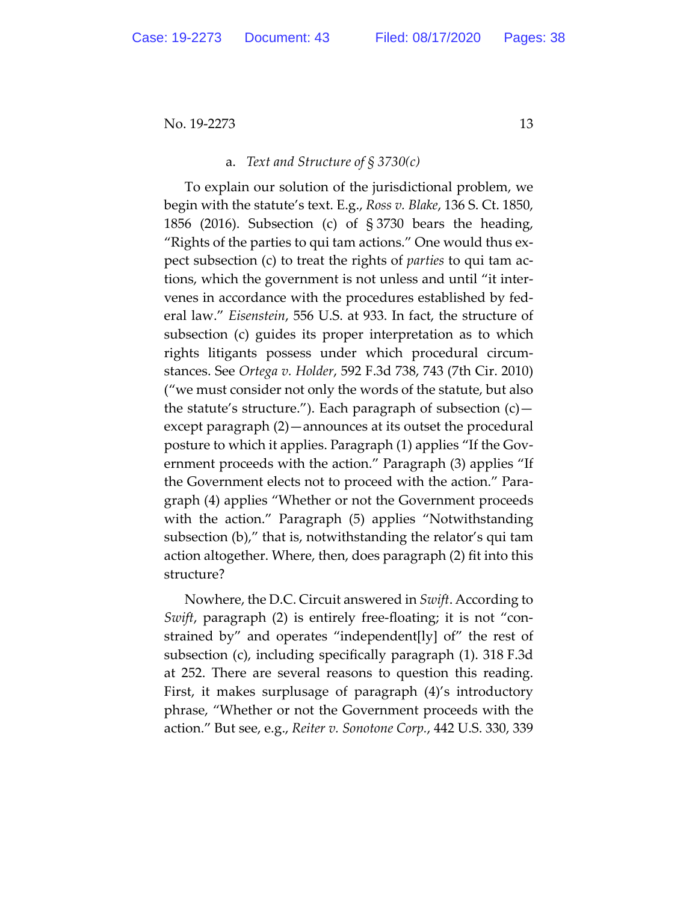a. *Text and Structure of § 3730(c)*

To explain our solution of the jurisdictional problem, we begin with the statute's text. E.g., *Ross v. Blake*, 136 S. Ct. 1850, 1856 (2016). Subsection (c) of § 3730 bears the heading, "Rights of the parties to qui tam actions." One would thus expect subsection (c) to treat the rights of *parties* to qui tam actions, which the government is not unless and until "it intervenes in accordance with the procedures established by federal law." *Eisenstein*, 556 U.S. at 933. In fact, the structure of subsection (c) guides its proper interpretation as to which rights litigants possess under which procedural circumstances. See *Ortega v. Holder*, 592 F.3d 738, 743 (7th Cir. 2010) ("we must consider not only the words of the statute, but also the statute's structure."). Each paragraph of subsection (c)—except paragraph (2)—announces at its outset the procedural posture to which it applies. Paragraph (1) applies "If the Government proceeds with the action." Paragraph (3) applies "If the Government elects not to proceed with the action." Paragraph (4) applies "Whether or not the Government proceeds with the action." Paragraph (5) applies "Notwithstanding subsection (b)," that is, notwithstanding the relator's qui tam action altogether. Where, then, does paragraph (2) fit into this structure?

Nowhere, the D.C. Circuit answered in *Swift*. According to *Swift*, paragraph (2) is entirely free-floating; it is not "constrained by" and operates "independent[ly] of" the rest of subsection (c), including specifically paragraph (1). 318 F.3d at 252. There are several reasons to question this reading. First, it makes surplusage of paragraph (4)'s introductory phrase, "Whether or not the Government proceeds with the action." But see, e.g., *Reiter v. Sonotone Corp.*, 442 U.S. 330, 339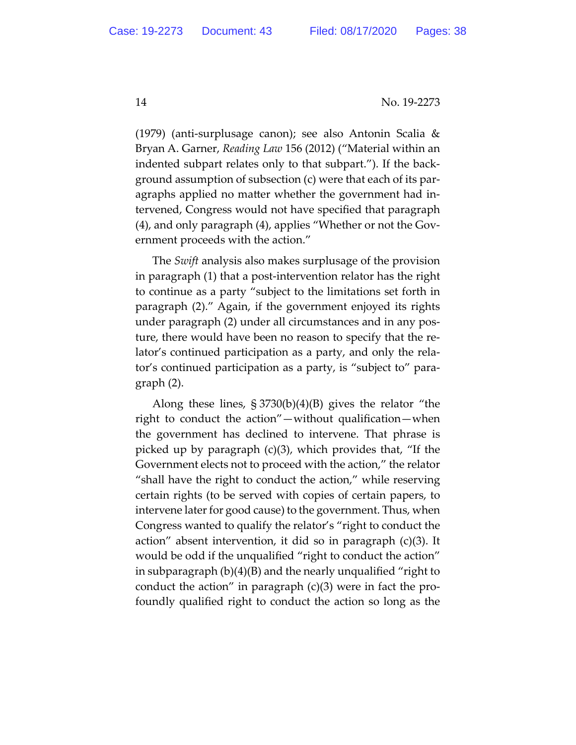(1979) (anti-surplusage canon); see also Antonin Scalia & Bryan A. Garner, *Reading Law* 156 (2012) ("Material within an indented subpart relates only to that subpart."). If the background assumption of subsection (c) were that each of its paragraphs applied no matter whether the government had intervened, Congress would not have specified that paragraph (4), and only paragraph (4), applies "Whether or not the Government proceeds with the action."

The *Swift* analysis also makes surplusage of the provision in paragraph (1) that a post-intervention relator has the right to continue as a party "subject to the limitations set forth in paragraph (2)." Again, if the government enjoyed its rights under paragraph (2) under all circumstances and in any posture, there would have been no reason to specify that the relator's continued participation as a party, and only the relator's continued participation as a party, is "subject to" paragraph (2).

Along these lines, § 3730(b)(4)(B) gives the relator "the right to conduct the action"—without qualification—when the government has declined to intervene. That phrase is picked up by paragraph (c)(3), which provides that, "If the Government elects not to proceed with the action," the relator "shall have the right to conduct the action," while reserving certain rights (to be served with copies of certain papers, to intervene later for good cause) to the government. Thus, when Congress wanted to qualify the relator's "right to conduct the action" absent intervention, it did so in paragraph (c)(3). It would be odd if the unqualified "right to conduct the action" in subparagraph (b)(4)(B) and the nearly unqualified "right to conduct the action" in paragraph (c)(3) were in fact the profoundly qualified right to conduct the action so long as the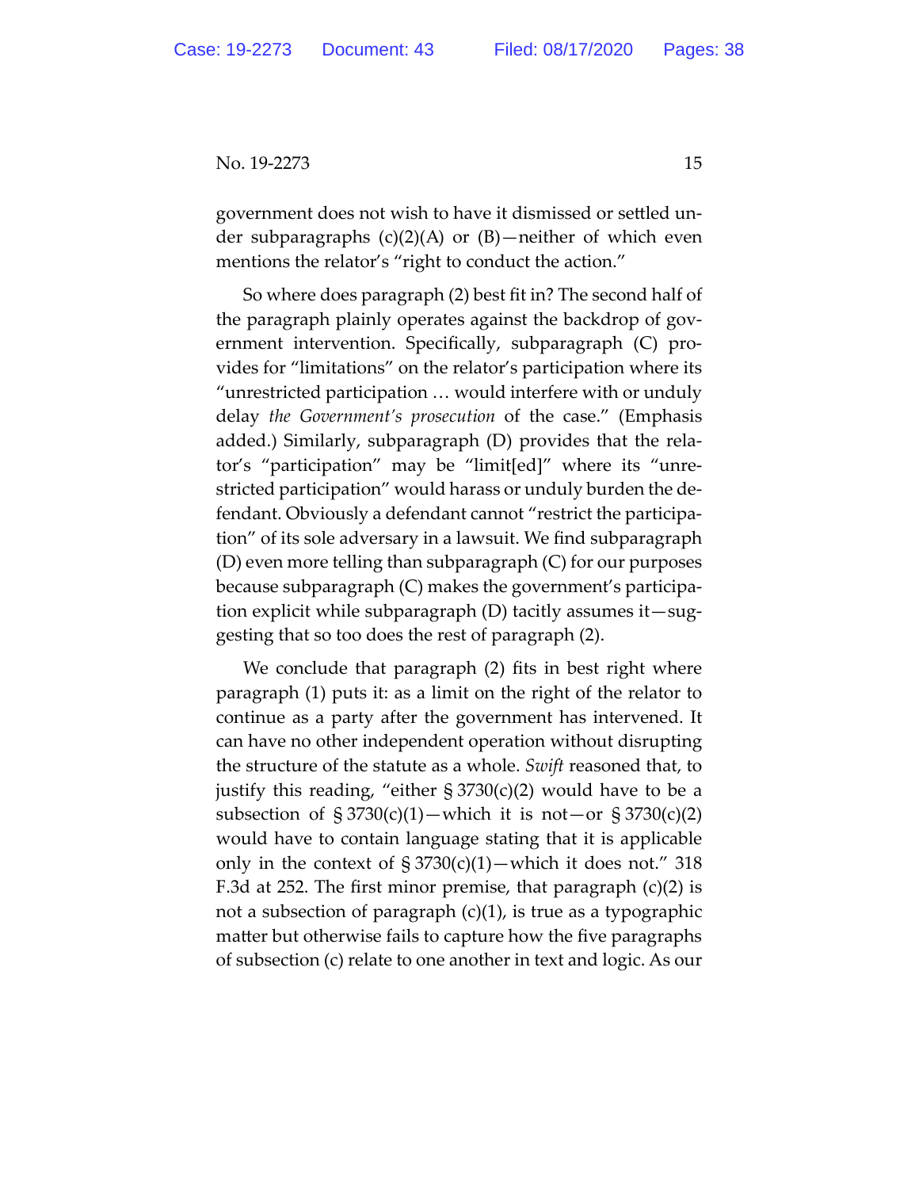government does not wish to have it dismissed or settled under subparagraphs (c)(2)(A) or (B)—neither of which even mentions the relator's "right to conduct the action."

So where does paragraph (2) best fit in? The second half of the paragraph plainly operates against the backdrop of government intervention. Specifically, subparagraph (C) provides for "limitations" on the relator's participation where its "unrestricted participation … would interfere with or unduly delay *the Government's prosecution* of the case." (Emphasis added.) Similarly, subparagraph (D) provides that the relator's "participation" may be "limit[ed]" where its "unrestricted participation" would harass or unduly burden the defendant. Obviously a defendant cannot "restrict the participation" of its sole adversary in a lawsuit. We find subparagraph (D) even more telling than subparagraph (C) for our purposes because subparagraph (C) makes the government's participation explicit while subparagraph (D) tacitly assumes it—suggesting that so too does the rest of paragraph (2).

We conclude that paragraph (2) fits in best right where paragraph (1) puts it: as a limit on the right of the relator to continue as a party after the government has intervened. It can have no other independent operation without disrupting the structure of the statute as a whole. *Swift* reasoned that, to justify this reading, "either § 3730(c)(2) would have to be a subsection of § 3730(c)(1)—which it is not—or § 3730(c)(2) would have to contain language stating that it is applicable only in the context of § 3730(c)(1)—which it does not." 318 F.3d at 252. The first minor premise, that paragraph (c)(2) is not a subsection of paragraph (c)(1), is true as a typographic matter but otherwise fails to capture how the five paragraphs of subsection (c) relate to one another in text and logic. As our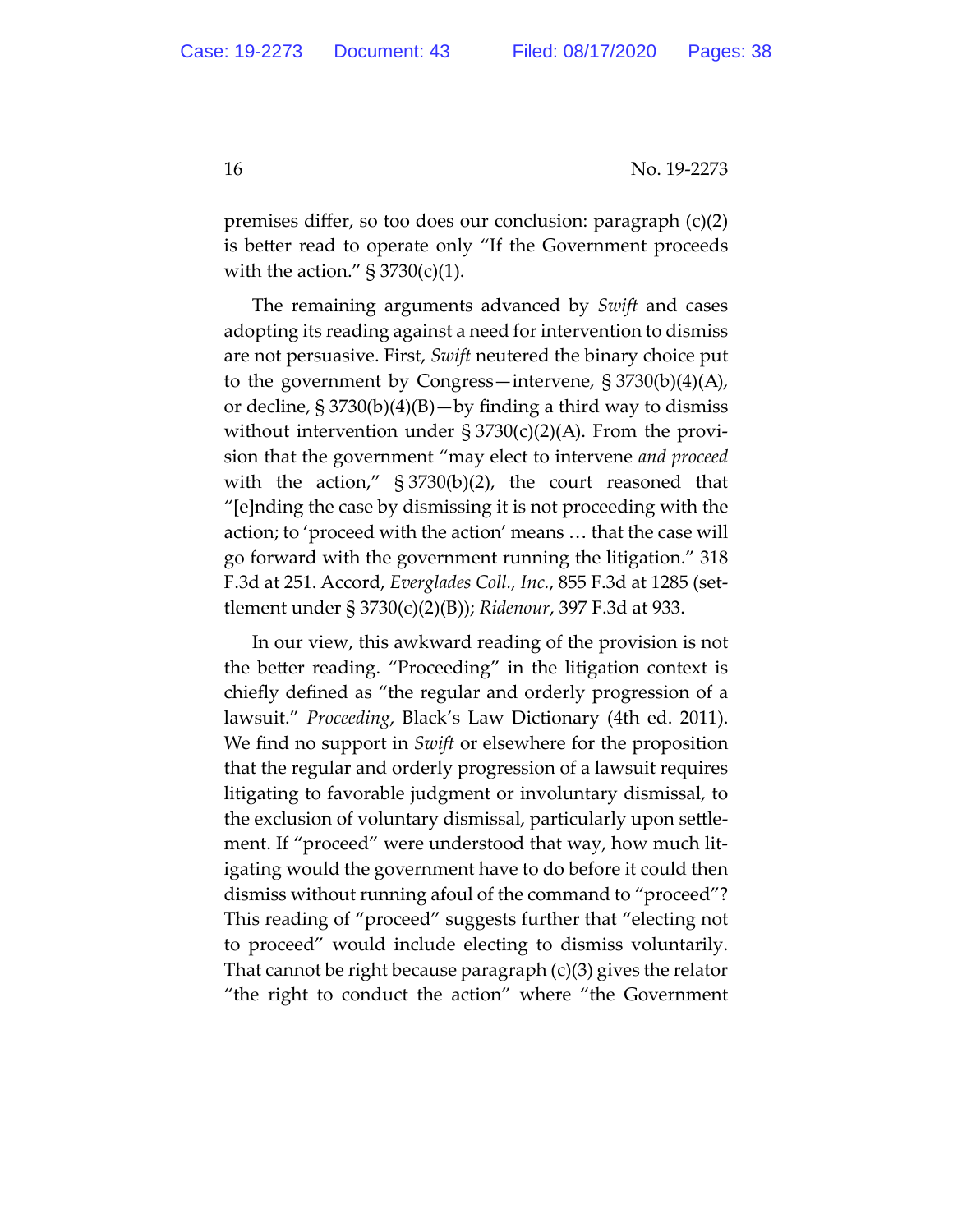premises differ, so too does our conclusion: paragraph (c)(2) is better read to operate only "If the Government proceeds with the action." § 3730(c)(1).

The remaining arguments advanced by *Swift* and cases adopting its reading against a need for intervention to dismiss are not persuasive. First, *Swift* neutered the binary choice put to the government by Congress—intervene, § 3730(b)(4)(A), or decline, § 3730(b)(4)(B)—by finding a third way to dismiss without intervention under § 3730(c)(2)(A). From the provision that the government "may elect to intervene *and proceed* with the action," § 3730(b)(2), the court reasoned that "[e]nding the case by dismissing it is not proceeding with the action; to 'proceed with the action' means … that the case will go forward with the government running the litigation." 318 F.3d at 251. Accord, *Everglades Coll., Inc.*, 855 F.3d at 1285 (settlement under § 3730(c)(2)(B)); *Ridenour*, 397 F.3d at 933.

In our view, this awkward reading of the provision is not the better reading. "Proceeding" in the litigation context is chiefly defined as "the regular and orderly progression of a lawsuit." *Proceeding*, Black's Law Dictionary (4th ed. 2011). We find no support in *Swift* or elsewhere for the proposition that the regular and orderly progression of a lawsuit requires litigating to favorable judgment or involuntary dismissal, to the exclusion of voluntary dismissal, particularly upon settlement. If "proceed" were understood that way, how much litigating would the government have to do before it could then dismiss without running afoul of the command to "proceed"? This reading of "proceed" suggests further that "electing not to proceed" would include electing to dismiss voluntarily. That cannot be right because paragraph (c)(3) gives the relator "the right to conduct the action" where "the Government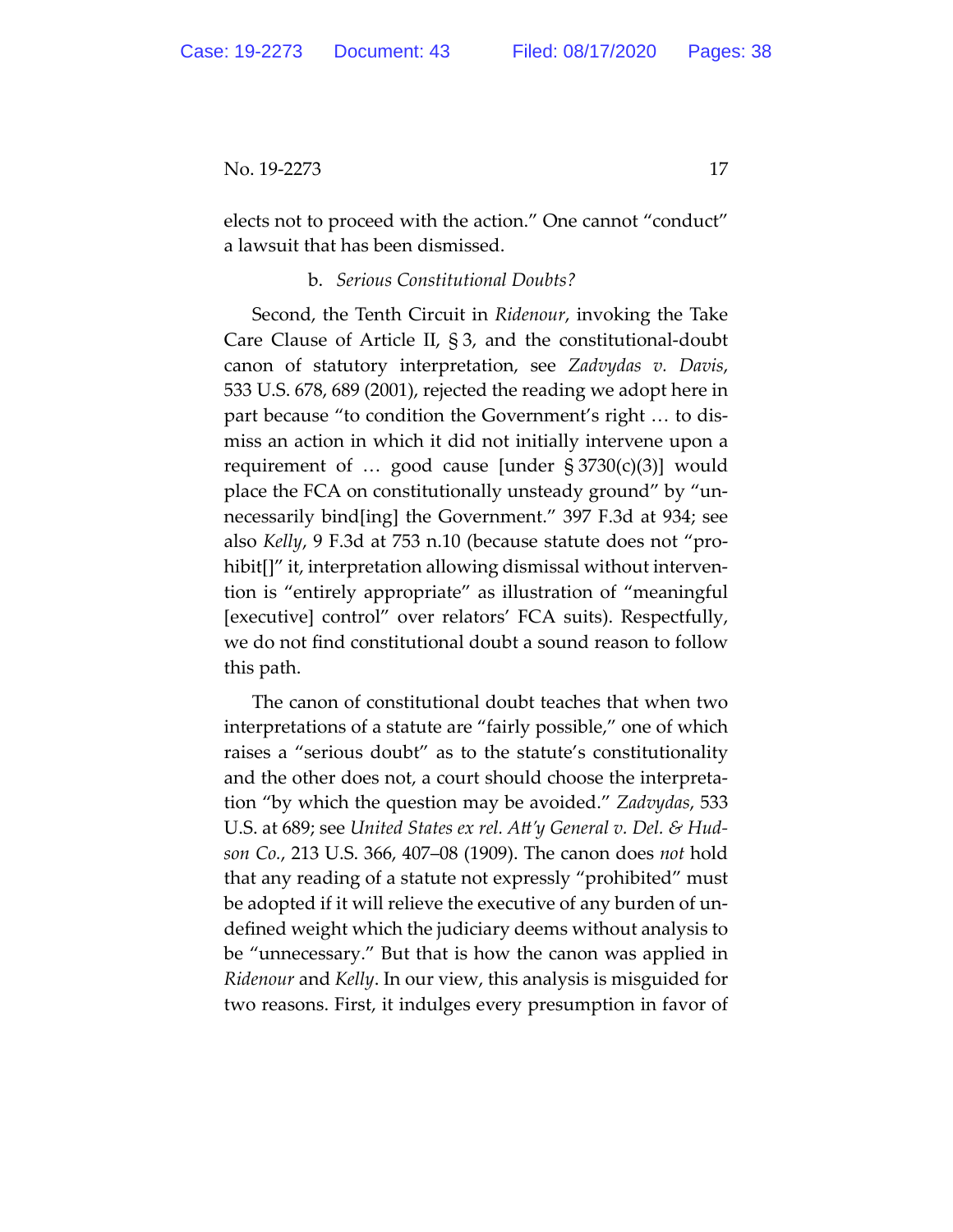elects not to proceed with the action." One cannot "conduct" a lawsuit that has been dismissed.

b. *Serious Constitutional Doubts?*

Second, the Tenth Circuit in *Ridenour*, invoking the Take Care Clause of Article II, § 3, and the constitutional-doubt canon of statutory interpretation, see *Zadvydas v. Davis*, 533 U.S. 678, 689 (2001), rejected the reading we adopt here in part because "to condition the Government's right … to dismiss an action in which it did not initially intervene upon a requirement of … good cause [under § 3730(c)(3)] would place the FCA on constitutionally unsteady ground" by "unnecessarily bind[ing] the Government." 397 F.3d at 934; see also *Kelly*, 9 F.3d at 753 n.10 (because statute does not "prohibit[]" it, interpretation allowing dismissal without intervention is "entirely appropriate" as illustration of "meaningful [executive] control" over relators' FCA suits). Respectfully, we do not find constitutional doubt a sound reason to follow this path.

The canon of constitutional doubt teaches that when two interpretations of a statute are "fairly possible," one of which raises a "serious doubt" as to the statute's constitutionality and the other does not, a court should choose the interpretation "by which the question may be avoided." *Zadvydas*, 533 U.S. at 689; see *United States ex rel. Att'y General v. Del. & Hudson Co.*, 213 U.S. 366, 407–08 (1909). The canon does *not* hold that any reading of a statute not expressly "prohibited" must be adopted if it will relieve the executive of any burden of undefined weight which the judiciary deems without analysis to be "unnecessary." But that is how the canon was applied in *Ridenour* and *Kelly*. In our view, this analysis is misguided for two reasons. First, it indulges every presumption in favor of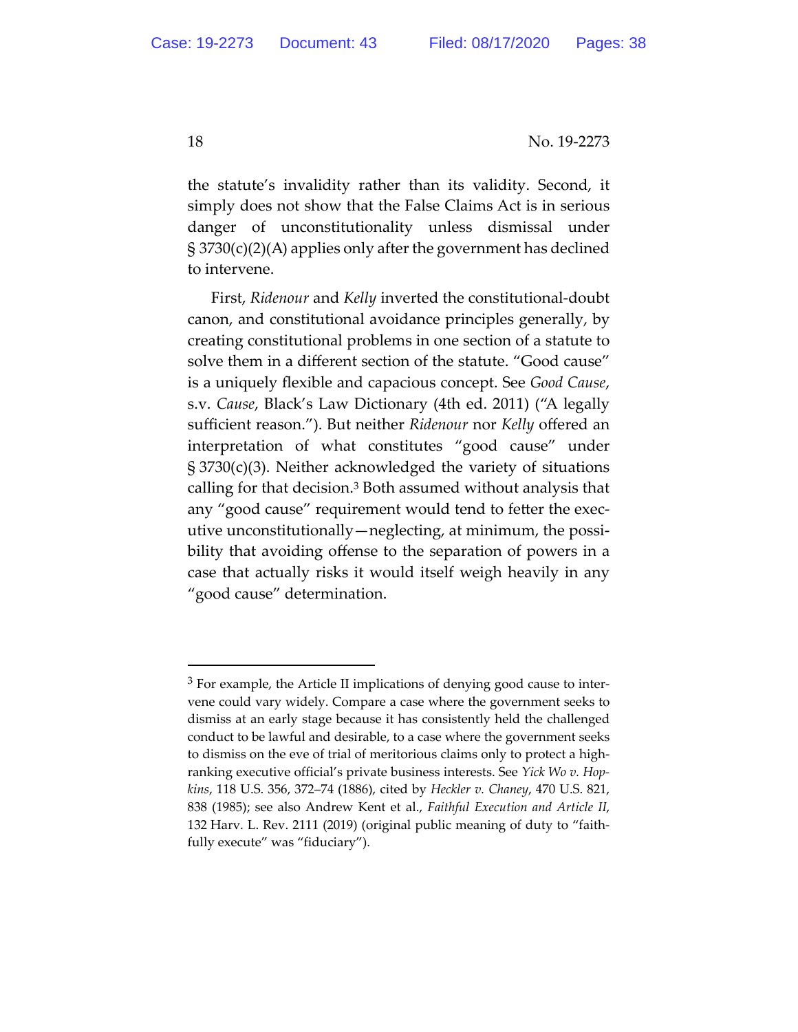the statute's invalidity rather than its validity. Second, it simply does not show that the False Claims Act is in serious danger of unconstitutionality unless dismissal under § 3730(c)(2)(A) applies only after the government has declined to intervene.

First, *Ridenour* and *Kelly* inverted the constitutional-doubt canon, and constitutional avoidance principles generally, by creating constitutional problems in one section of a statute to solve them in a different section of the statute. "Good cause" is a uniquely flexible and capacious concept. See *Good Cause*, s.v. *Cause*, Black's Law Dictionary (4th ed. 2011) ("A legally sufficient reason."). But neither *Ridenour* nor *Kelly* offered an interpretation of what constitutes "good cause" under § 3730(c)(3). Neither acknowledged the variety of situations calling for that decision.[3] Both assumed without analysis that any "good cause" requirement would tend to fetter the executive unconstitutionally—neglecting, at minimum, the possibility that avoiding offense to the separation of powers in a case that actually risks it would itself weigh heavily in any "good cause" determination.

---

[3] For example, the Article II implications of denying good cause to intervene could vary widely. Compare a case where the government seeks to dismiss at an early stage because it has consistently held the challenged conduct to be lawful and desirable, to a case where the government seeks to dismiss on the eve of trial of meritorious claims only to protect a high-ranking executive official's private business interests. See *Yick Wo v. Hopkins*, 118 U.S. 356, 372–74 (1886), cited by *Heckler v. Chaney*, 470 U.S. 821, 838 (1985); see also Andrew Kent et al., *Faithful Execution and Article II*, 132 Harv. L. Rev. 2111 (2019) (original public meaning of duty to "faithfully execute" was "fiduciary").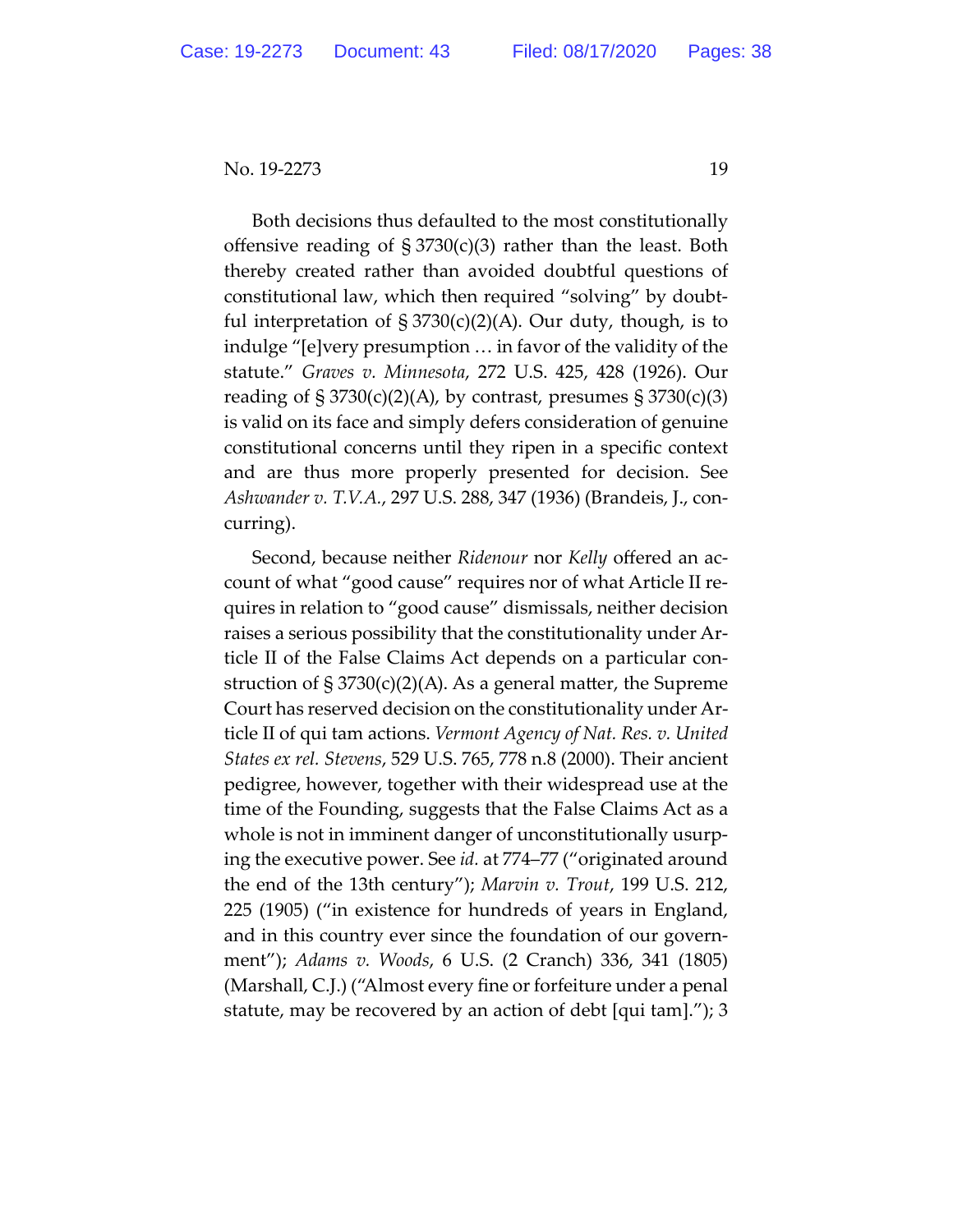Both decisions thus defaulted to the most constitutionally offensive reading of § 3730(c)(3) rather than the least. Both thereby created rather than avoided doubtful questions of constitutional law, which then required "solving" by doubtful interpretation of § 3730(c)(2)(A). Our duty, though, is to indulge "[e]very presumption … in favor of the validity of the statute." *Graves v. Minnesota*, 272 U.S. 425, 428 (1926). Our reading of § 3730(c)(2)(A), by contrast, presumes § 3730(c)(3) is valid on its face and simply defers consideration of genuine constitutional concerns until they ripen in a specific context and are thus more properly presented for decision. See *Ashwander v. T.V.A.*, 297 U.S. 288, 347 (1936) (Brandeis, J., concurring).

Second, because neither *Ridenour* nor *Kelly* offered an account of what "good cause" requires nor of what Article II requires in relation to "good cause" dismissals, neither decision raises a serious possibility that the constitutionality under Article II of the False Claims Act depends on a particular construction of § 3730(c)(2)(A). As a general matter, the Supreme Court has reserved decision on the constitutionality under Article II of qui tam actions. *Vermont Agency of Nat. Res. v. United States ex rel. Stevens*, 529 U.S. 765, 778 n.8 (2000). Their ancient pedigree, however, together with their widespread use at the time of the Founding, suggests that the False Claims Act as a whole is not in imminent danger of unconstitutionally usurping the executive power. See *id.* at 774–77 ("originated around the end of the 13th century"); *Marvin v. Trout*, 199 U.S. 212, 225 (1905) ("in existence for hundreds of years in England, and in this country ever since the foundation of our government"); *Adams v. Woods*, 6 U.S. (2 Cranch) 336, 341 (1805) (Marshall, C.J.) ("Almost every fine or forfeiture under a penal statute, may be recovered by an action of debt [qui tam]."); 3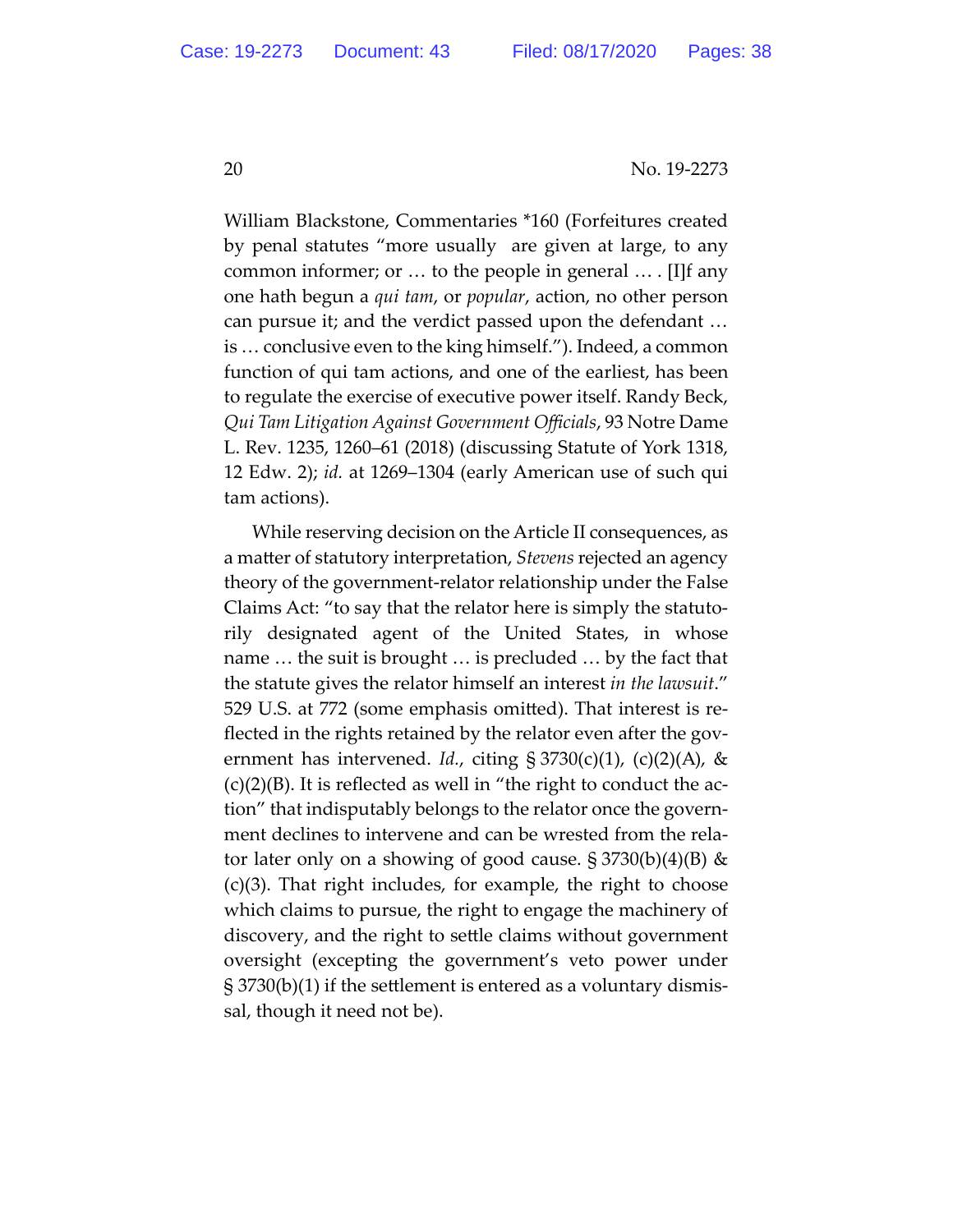William Blackstone, Commentaries *160 (Forfeitures created by penal statutes "more usually are given at large, to any common informer; or … to the people in general … . [I]f any one hath begun a *qui tam*, or *popular*, action, no other person can pursue it; and the verdict passed upon the defendant … is … conclusive even to the king himself."). Indeed, a common function of qui tam actions, and one of the earliest, has been to regulate the exercise of executive power itself. Randy Beck, *Qui Tam Litigation Against Government Officials*, 93 Notre Dame L. Rev. 1235, 1260–61 (2018) (discussing Statute of York 1318, 12 Edw. 2); *id.* at 1269–1304 (early American use of such qui tam actions).

While reserving decision on the Article II consequences, as a matter of statutory interpretation, *Stevens* rejected an agency theory of the government-relator relationship under the False Claims Act: "to say that the relator here is simply the statutorily designated agent of the United States, in whose name … the suit is brought … is precluded … by the fact that the statute gives the relator himself an interest *in the lawsuit*." 529 U.S. at 772 (some emphasis omitted). That interest is reflected in the rights retained by the relator even after the government has intervened. *Id.*, citing § 3730(c)(1), (c)(2)(A), & (c)(2)(B). It is reflected as well in "the right to conduct the action" that indisputably belongs to the relator once the government declines to intervene and can be wrested from the relator later only on a showing of good cause. § 3730(b)(4)(B) & (c)(3). That right includes, for example, the right to choose which claims to pursue, the right to engage the machinery of discovery, and the right to settle claims without government oversight (excepting the government's veto power under § 3730(b)(1) if the settlement is entered as a voluntary dismissal, though it need not be).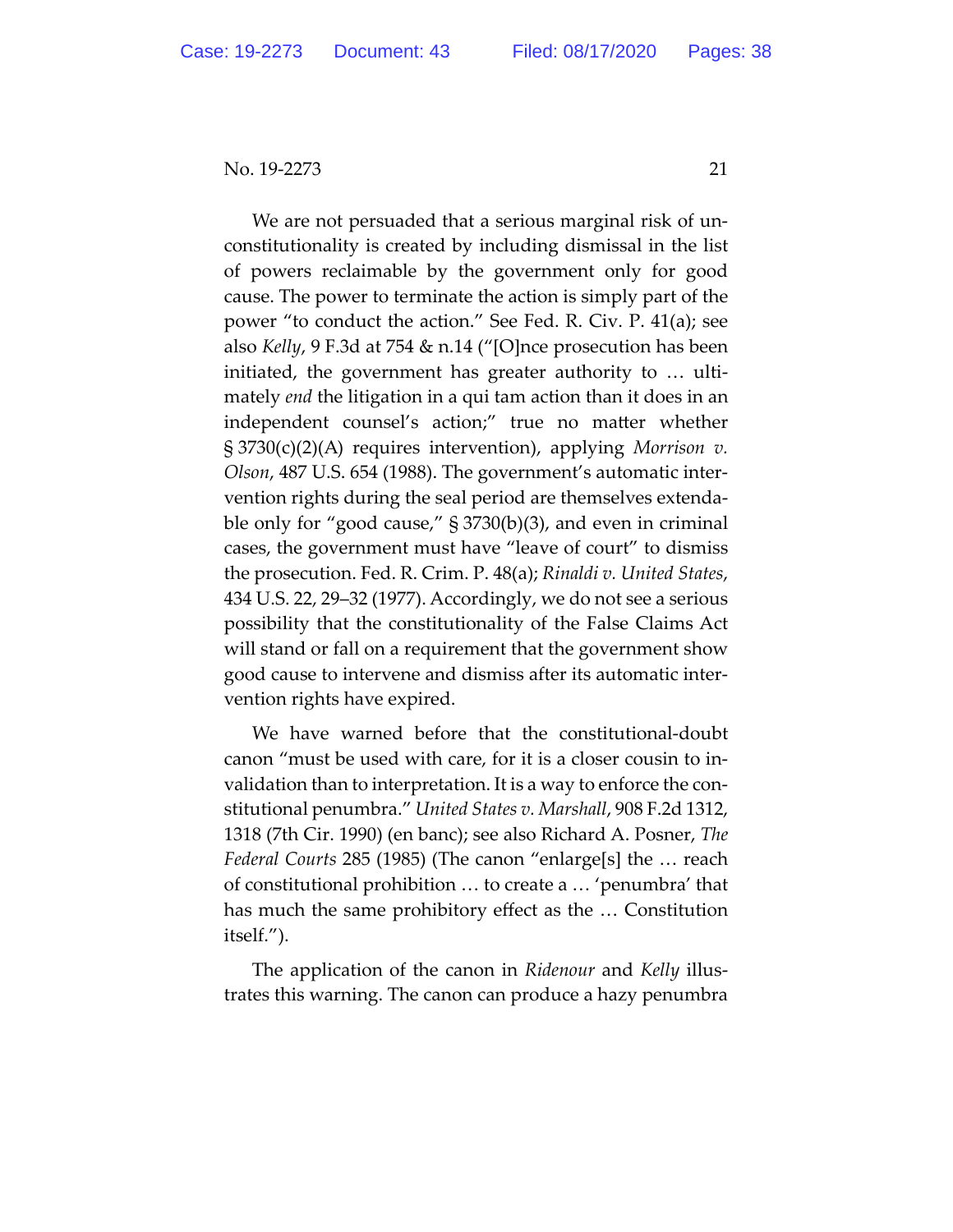We are not persuaded that a serious marginal risk of unconstitutionality is created by including dismissal in the list of powers reclaimable by the government only for good cause. The power to terminate the action is simply part of the power "to conduct the action." See Fed. R. Civ. P. 41(a); see also *Kelly*, 9 F.3d at 754 & n.14 ("[O]nce prosecution has been initiated, the government has greater authority to … ultimately *end* the litigation in a qui tam action than it does in an independent counsel's action;" true no matter whether § 3730(c)(2)(A) requires intervention), applying *Morrison v. Olson*, 487 U.S. 654 (1988). The government's automatic intervention rights during the seal period are themselves extendable only for "good cause," § 3730(b)(3), and even in criminal cases, the government must have "leave of court" to dismiss the prosecution. Fed. R. Crim. P. 48(a); *Rinaldi v. United States*, 434 U.S. 22, 29–32 (1977). Accordingly, we do not see a serious possibility that the constitutionality of the False Claims Act will stand or fall on a requirement that the government show good cause to intervene and dismiss after its automatic intervention rights have expired.

We have warned before that the constitutional-doubt canon "must be used with care, for it is a closer cousin to invalidation than to interpretation. It is a way to enforce the constitutional penumbra." *United States v. Marshall*, 908 F.2d 1312, 1318 (7th Cir. 1990) (en banc); see also Richard A. Posner, *The Federal Courts* 285 (1985) (The canon "enlarge[s] the … reach of constitutional prohibition … to create a … 'penumbra' that has much the same prohibitory effect as the … Constitution itself.").

The application of the canon in *Ridenour* and *Kelly* illustrates this warning. The canon can produce a hazy penumbra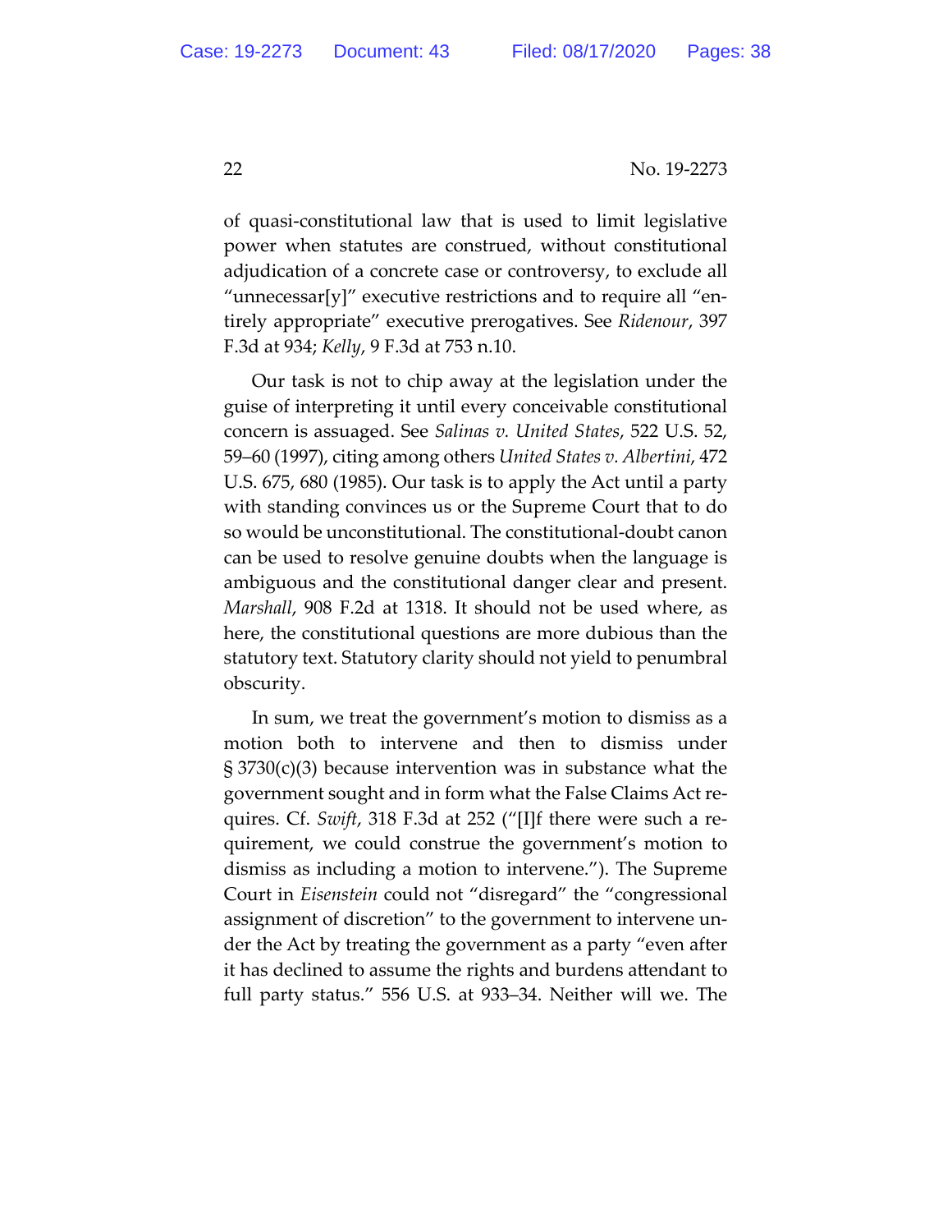of quasi-constitutional law that is used to limit legislative power when statutes are construed, without constitutional adjudication of a concrete case or controversy, to exclude all "unnecessar[y]" executive restrictions and to require all "entirely appropriate" executive prerogatives. See *Ridenour*, 397 F.3d at 934; *Kelly*, 9 F.3d at 753 n.10.

Our task is not to chip away at the legislation under the guise of interpreting it until every conceivable constitutional concern is assuaged. See *Salinas v. United States*, 522 U.S. 52, 59–60 (1997), citing among others *United States v. Albertini*, 472 U.S. 675, 680 (1985). Our task is to apply the Act until a party with standing convinces us or the Supreme Court that to do so would be unconstitutional. The constitutional-doubt canon can be used to resolve genuine doubts when the language is ambiguous and the constitutional danger clear and present. *Marshall*, 908 F.2d at 1318. It should not be used where, as here, the constitutional questions are more dubious than the statutory text. Statutory clarity should not yield to penumbral obscurity.

In sum, we treat the government's motion to dismiss as a motion both to intervene and then to dismiss under § 3730(c)(3) because intervention was in substance what the government sought and in form what the False Claims Act requires. Cf. *Swift*, 318 F.3d at 252 ("[I]f there were such a requirement, we could construe the government's motion to dismiss as including a motion to intervene."). The Supreme Court in *Eisenstein* could not "disregard" the "congressional assignment of discretion" to the government to intervene under the Act by treating the government as a party "even after it has declined to assume the rights and burdens attendant to full party status." 556 U.S. at 933–34. Neither will we. The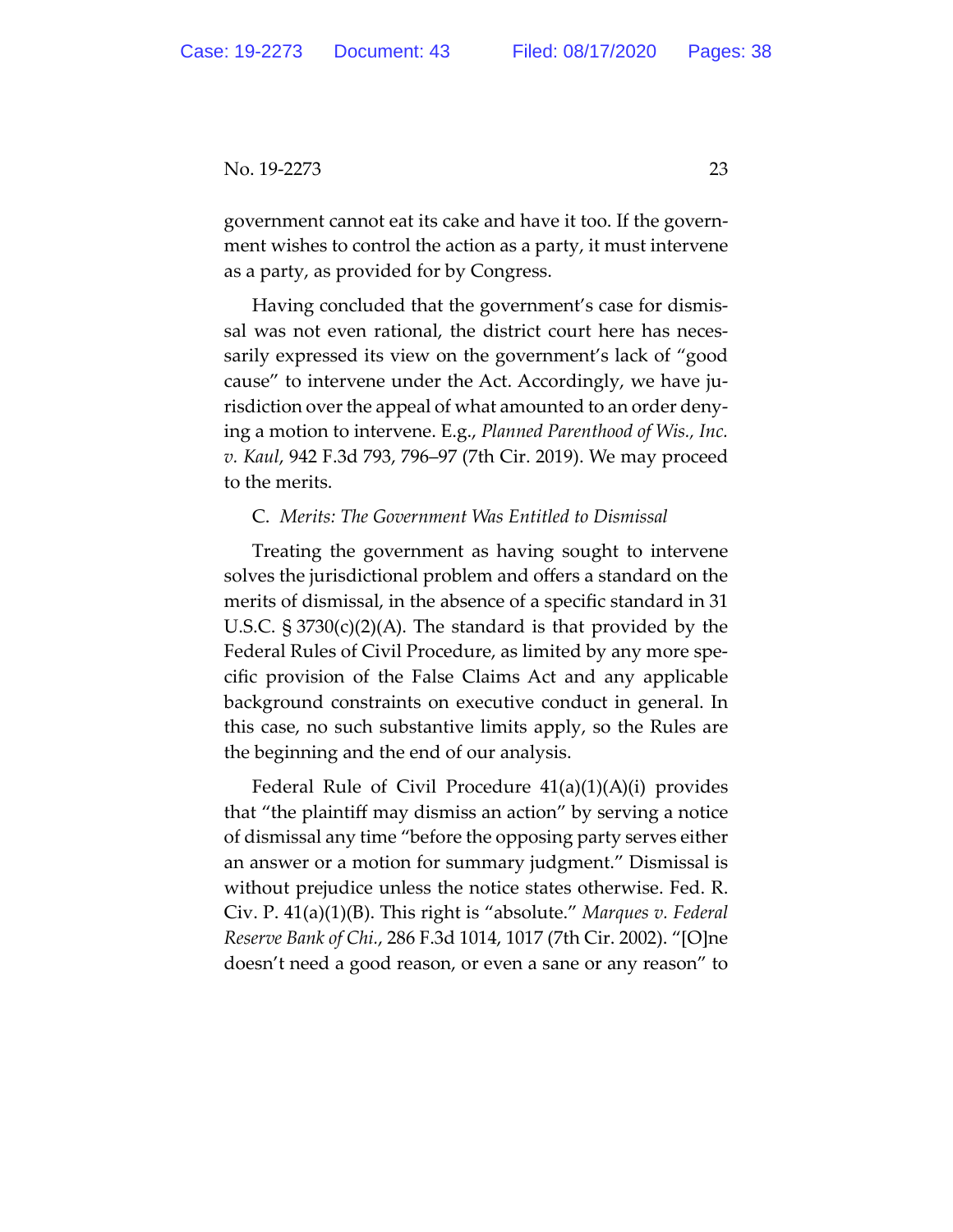government cannot eat its cake and have it too. If the government wishes to control the action as a party, it must intervene as a party, as provided for by Congress.

Having concluded that the government's case for dismissal was not even rational, the district court here has necessarily expressed its view on the government's lack of "good cause" to intervene under the Act. Accordingly, we have jurisdiction over the appeal of what amounted to an order denying a motion to intervene. E.g., *Planned Parenthood of Wis., Inc. v. Kaul*, 942 F.3d 793, 796–97 (7th Cir. 2019). We may proceed to the merits.

C. *Merits: The Government Was Entitled to Dismissal*

Treating the government as having sought to intervene solves the jurisdictional problem and offers a standard on the merits of dismissal, in the absence of a specific standard in 31 U.S.C. § 3730(c)(2)(A). The standard is that provided by the Federal Rules of Civil Procedure, as limited by any more specific provision of the False Claims Act and any applicable background constraints on executive conduct in general. In this case, no such substantive limits apply, so the Rules are the beginning and the end of our analysis.

Federal Rule of Civil Procedure 41(a)(1)(A)(i) provides that "the plaintiff may dismiss an action" by serving a notice of dismissal any time "before the opposing party serves either an answer or a motion for summary judgment." Dismissal is without prejudice unless the notice states otherwise. Fed. R. Civ. P. 41(a)(1)(B). This right is "absolute." *Marques v. Federal Reserve Bank of Chi.*, 286 F.3d 1014, 1017 (7th Cir. 2002). "[O]ne doesn't need a good reason, or even a sane or any reason" to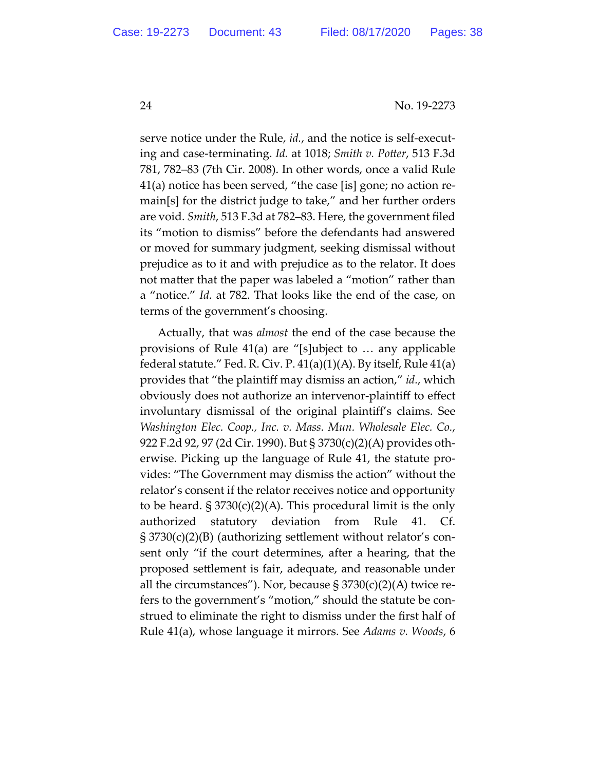serve notice under the Rule, *id.*, and the notice is self-executing and case-terminating. *Id.* at 1018; *Smith v. Potter*, 513 F.3d 781, 782–83 (7th Cir. 2008). In other words, once a valid Rule 41(a) notice has been served, "the case [is] gone; no action remain[s] for the district judge to take," and her further orders are void. *Smith*, 513 F.3d at 782–83. Here, the government filed its "motion to dismiss" before the defendants had answered or moved for summary judgment, seeking dismissal without prejudice as to it and with prejudice as to the relator. It does not matter that the paper was labeled a "motion" rather than a "notice." *Id.* at 782. That looks like the end of the case, on terms of the government's choosing.

Actually, that was *almost* the end of the case because the provisions of Rule 41(a) are "[s]ubject to … any applicable federal statute." Fed. R. Civ. P. 41(a)(1)(A). By itself, Rule 41(a) provides that "the plaintiff may dismiss an action," *id.*, which obviously does not authorize an intervenor-plaintiff to effect involuntary dismissal of the original plaintiff's claims. See *Washington Elec. Coop., Inc. v. Mass. Mun. Wholesale Elec. Co.*, 922 F.2d 92, 97 (2d Cir. 1990). But § 3730(c)(2)(A) provides otherwise. Picking up the language of Rule 41, the statute provides: "The Government may dismiss the action" without the relator's consent if the relator receives notice and opportunity to be heard. § 3730(c)(2)(A). This procedural limit is the only authorized statutory deviation from Rule 41. Cf. § 3730(c)(2)(B) (authorizing settlement without relator's consent only "if the court determines, after a hearing, that the proposed settlement is fair, adequate, and reasonable under all the circumstances"). Nor, because § 3730(c)(2)(A) twice refers to the government's "motion," should the statute be construed to eliminate the right to dismiss under the first half of Rule 41(a), whose language it mirrors. See *Adams v. Woods*, 6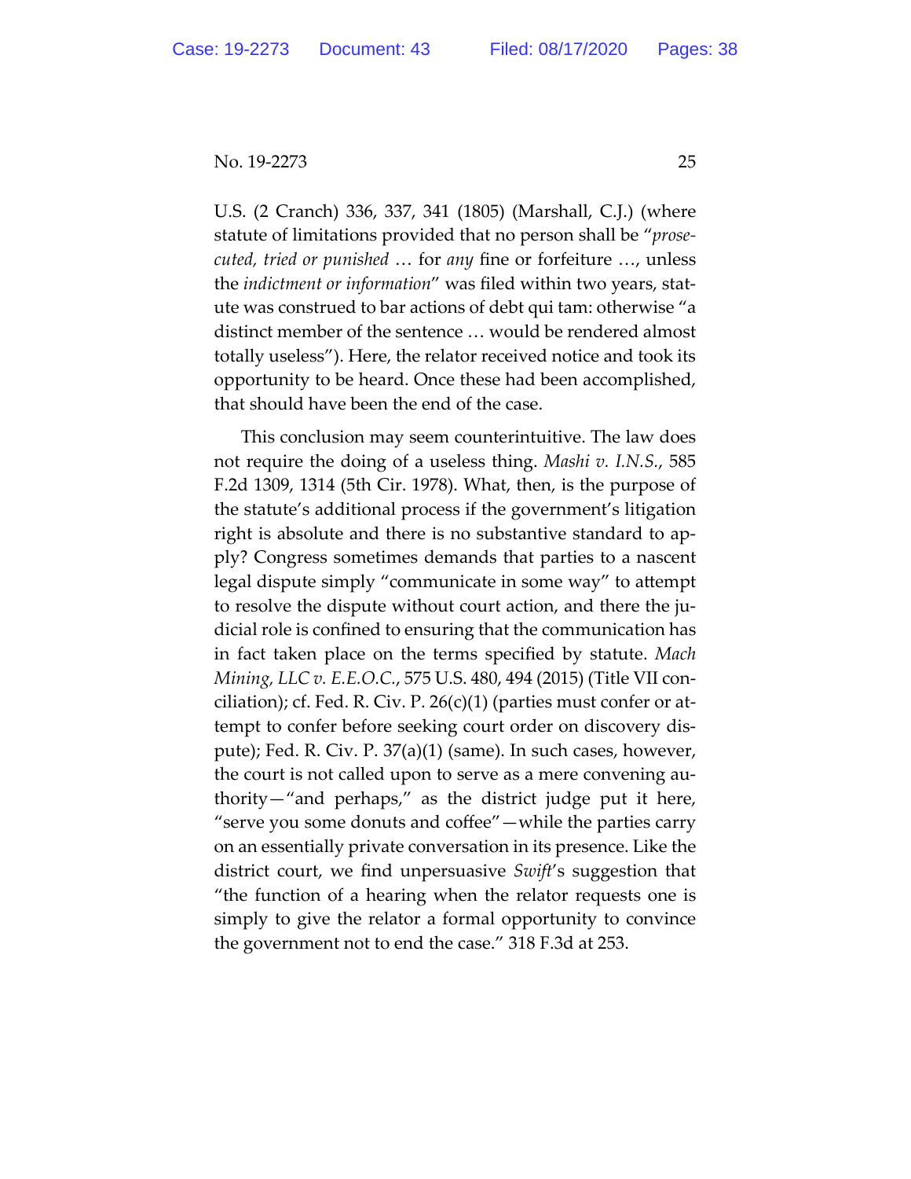U.S. (2 Cranch) 336, 337, 341 (1805) (Marshall, C.J.) (where statute of limitations provided that no person shall be "*prosecuted, tried or punished* … for *any* fine or forfeiture …, unless the *indictment or information*" was filed within two years, statute was construed to bar actions of debt qui tam: otherwise "a distinct member of the sentence … would be rendered almost totally useless"). Here, the relator received notice and took its opportunity to be heard. Once these had been accomplished, that should have been the end of the case.

This conclusion may seem counterintuitive. The law does not require the doing of a useless thing. *Mashi v. I.N.S.*, 585 F.2d 1309, 1314 (5th Cir. 1978). What, then, is the purpose of the statute's additional process if the government's litigation right is absolute and there is no substantive standard to apply? Congress sometimes demands that parties to a nascent legal dispute simply "communicate in some way" to attempt to resolve the dispute without court action, and there the judicial role is confined to ensuring that the communication has in fact taken place on the terms specified by statute. *Mach Mining, LLC v. E.E.O.C.*, 575 U.S. 480, 494 (2015) (Title VII conciliation); cf. Fed. R. Civ. P. 26(c)(1) (parties must confer or attempt to confer before seeking court order on discovery dispute); Fed. R. Civ. P. 37(a)(1) (same). In such cases, however, the court is not called upon to serve as a mere convening authority—"and perhaps," as the district judge put it here, "serve you some donuts and coffee"—while the parties carry on an essentially private conversation in its presence. Like the district court, we find unpersuasive *Swift*'s suggestion that "the function of a hearing when the relator requests one is simply to give the relator a formal opportunity to convince the government not to end the case." 318 F.3d at 253.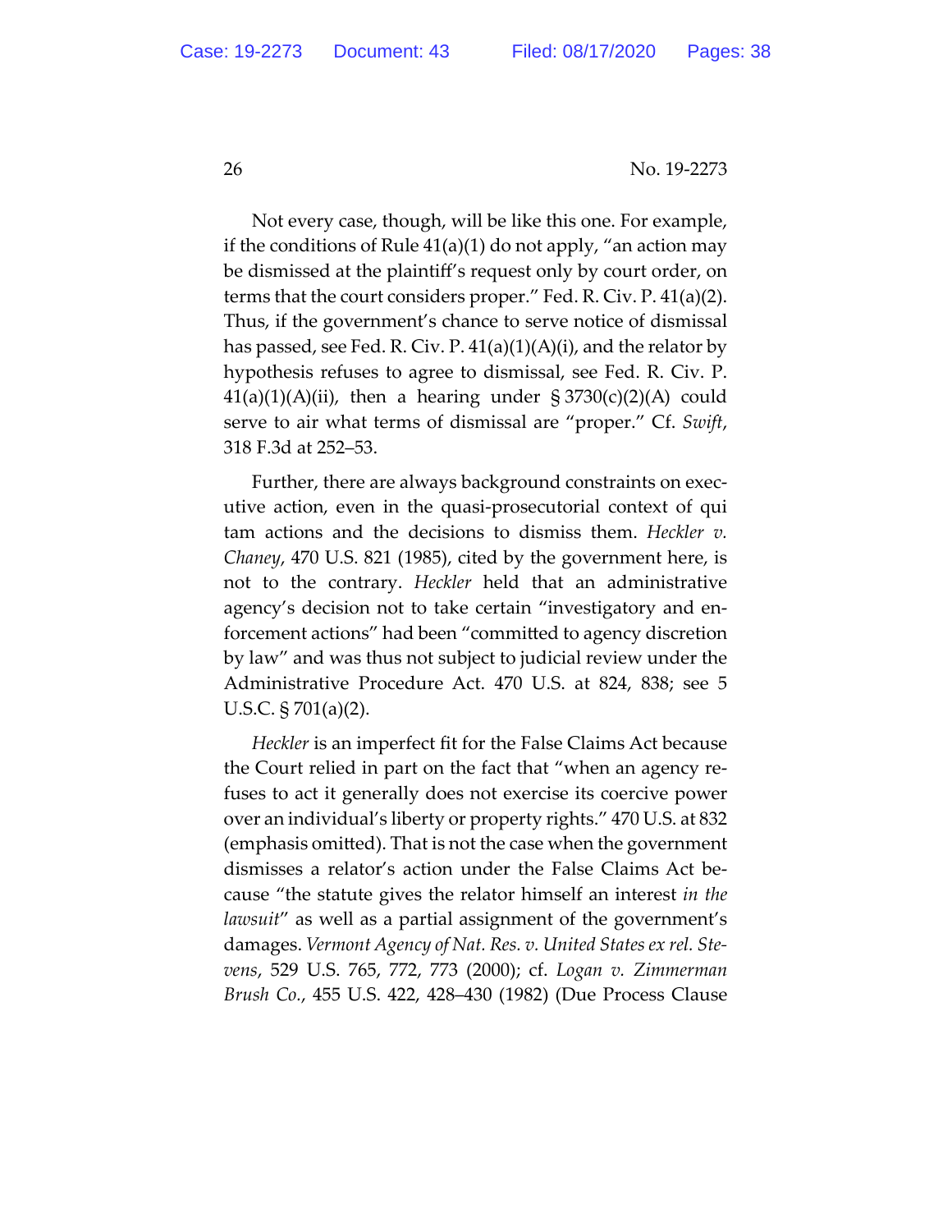Not every case, though, will be like this one. For example, if the conditions of Rule 41(a)(1) do not apply, "an action may be dismissed at the plaintiff's request only by court order, on terms that the court considers proper." Fed. R. Civ. P. 41(a)(2). Thus, if the government's chance to serve notice of dismissal has passed, see Fed. R. Civ. P. 41(a)(1)(A)(i), and the relator by hypothesis refuses to agree to dismissal, see Fed. R. Civ. P. 41(a)(1)(A)(ii), then a hearing under § 3730(c)(2)(A) could serve to air what terms of dismissal are "proper." Cf. *Swift*, 318 F.3d at 252–53.

Further, there are always background constraints on executive action, even in the quasi-prosecutorial context of qui tam actions and the decisions to dismiss them. *Heckler v. Chaney*, 470 U.S. 821 (1985), cited by the government here, is not to the contrary. *Heckler* held that an administrative agency's decision not to take certain "investigatory and enforcement actions" had been "committed to agency discretion by law" and was thus not subject to judicial review under the Administrative Procedure Act. 470 U.S. at 824, 838; see 5 U.S.C. § 701(a)(2).

*Heckler* is an imperfect fit for the False Claims Act because the Court relied in part on the fact that "when an agency refuses to act it generally does not exercise its coercive power over an individual's liberty or property rights." 470 U.S. at 832 (emphasis omitted). That is not the case when the government dismisses a relator's action under the False Claims Act because "the statute gives the relator himself an interest *in the lawsuit*" as well as a partial assignment of the government's damages. *Vermont Agency of Nat. Res. v. United States ex rel. Stevens*, 529 U.S. 765, 772, 773 (2000); cf. *Logan v. Zimmerman Brush Co.*, 455 U.S. 422, 428–430 (1982) (Due Process Clause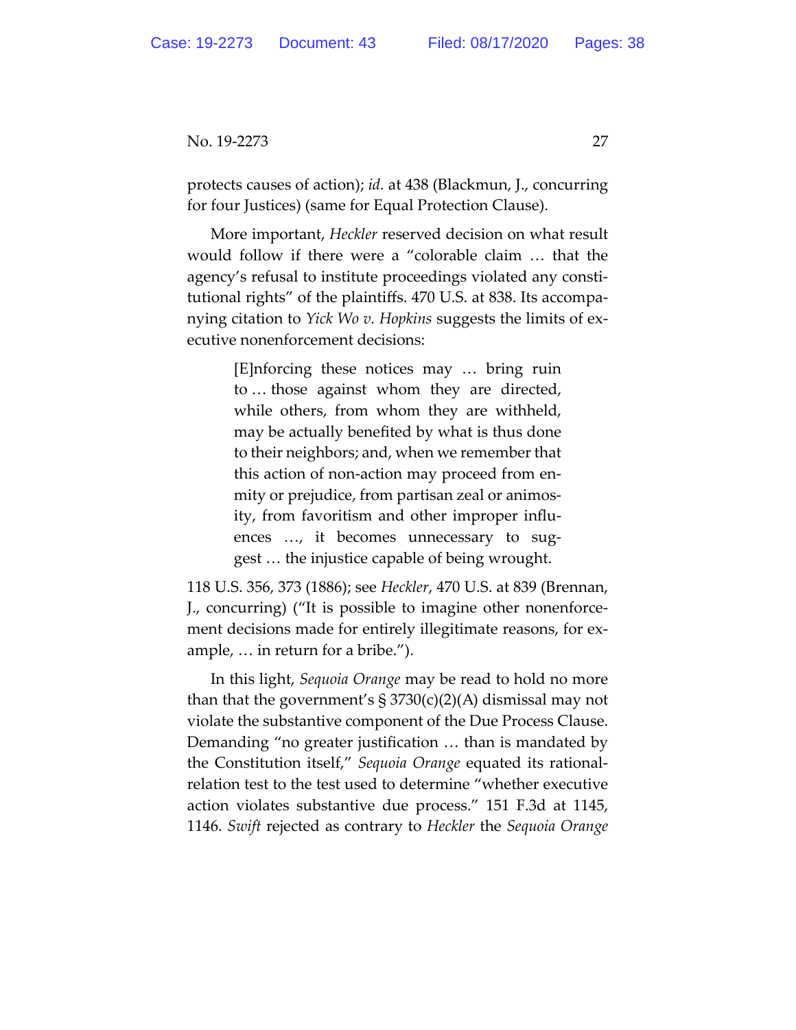protects causes of action); *id.* at 438 (Blackmun, J., concurring for four Justices) (same for Equal Protection Clause).

More important, *Heckler* reserved decision on what result would follow if there were a "colorable claim … that the agency's refusal to institute proceedings violated any constitutional rights" of the plaintiffs. 470 U.S. at 838. Its accompanying citation to *Yick Wo v. Hopkins* suggests the limits of executive nonenforcement decisions:

> [E]nforcing these notices may … bring ruin to … those against whom they are directed, while others, from whom they are withheld, may be actually benefited by what is thus done to their neighbors; and, when we remember that this action of non-action may proceed from enmity or prejudice, from partisan zeal or animosity, from favoritism and other improper influences …, it becomes unnecessary to suggest … the injustice capable of being wrought.

118 U.S. 356, 373 (1886); see *Heckler*, 470 U.S. at 839 (Brennan, J., concurring) ("It is possible to imagine other nonenforcement decisions made for entirely illegitimate reasons, for example, … in return for a bribe.").

In this light, *Sequoia Orange* may be read to hold no more than that the government's § 3730(c)(2)(A) dismissal may not violate the substantive component of the Due Process Clause. Demanding "no greater justification … than is mandated by the Constitution itself," *Sequoia Orange* equated its rational-relation test to the test used to determine "whether executive action violates substantive due process." 151 F.3d at 1145, 1146. *Swift* rejected as contrary to *Heckler* the *Sequoia Orange*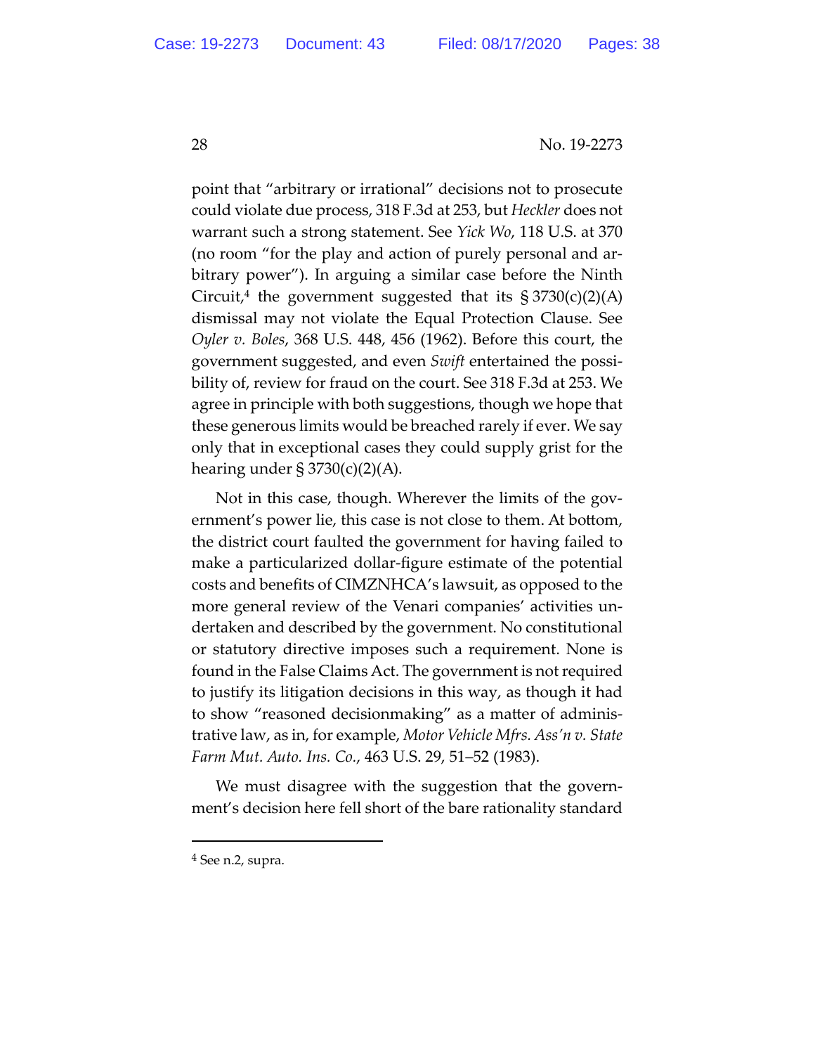point that "arbitrary or irrational" decisions not to prosecute could violate due process, 318 F.3d at 253, but *Heckler* does not warrant such a strong statement. See *Yick Wo*, 118 U.S. at 370 (no room "for the play and action of purely personal and arbitrary power"). In arguing a similar case before the Ninth Circuit,[4] the government suggested that its § 3730(c)(2)(A) dismissal may not violate the Equal Protection Clause. See *Oyler v. Boles*, 368 U.S. 448, 456 (1962). Before this court, the government suggested, and even *Swift* entertained the possibility of, review for fraud on the court. See 318 F.3d at 253. We agree in principle with both suggestions, though we hope that these generous limits would be breached rarely if ever. We say only that in exceptional cases they could supply grist for the hearing under § 3730(c)(2)(A).

Not in this case, though. Wherever the limits of the government's power lie, this case is not close to them. At bottom, the district court faulted the government for having failed to make a particularized dollar-figure estimate of the potential costs and benefits of CIMZNHCA's lawsuit, as opposed to the more general review of the Venari companies' activities undertaken and described by the government. No constitutional or statutory directive imposes such a requirement. None is found in the False Claims Act. The government is not required to justify its litigation decisions in this way, as though it had to show "reasoned decisionmaking" as a matter of administrative law, as in, for example, *Motor Vehicle Mfrs. Ass'n v. State Farm Mut. Auto. Ins. Co.*, 463 U.S. 29, 51–52 (1983).

We must disagree with the suggestion that the government's decision here fell short of the bare rationality standard

[4] See n.2, supra.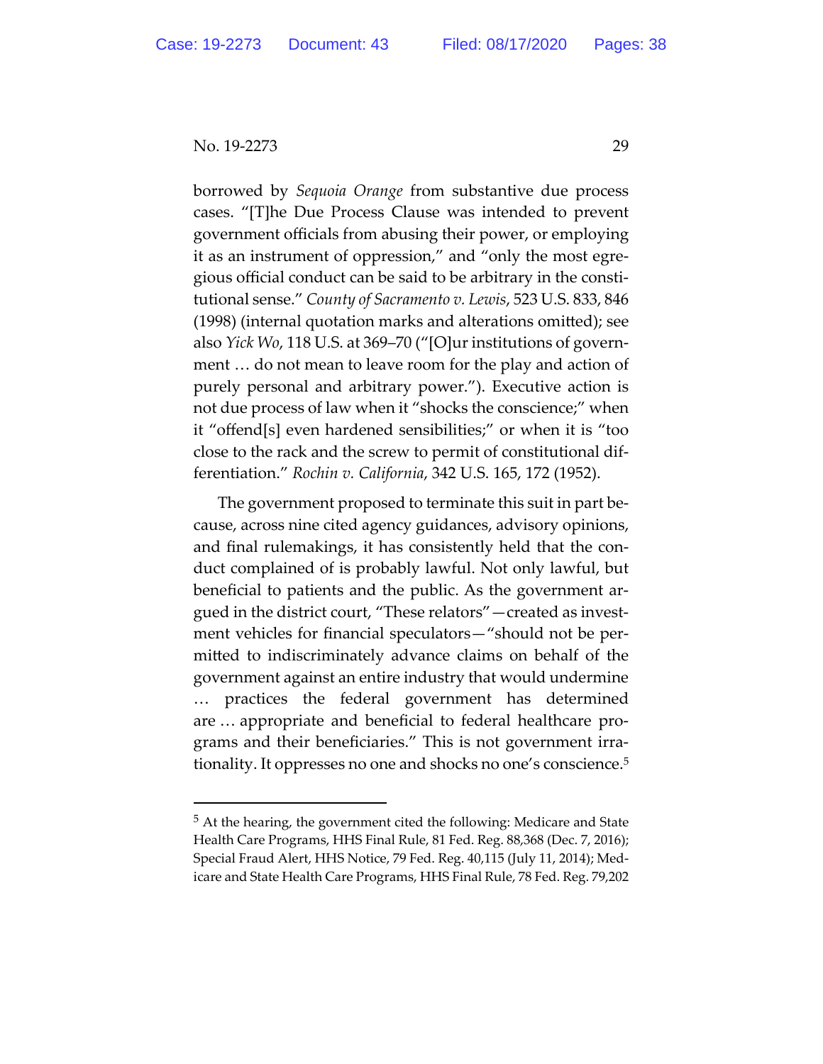borrowed by *Sequoia Orange* from substantive due process cases. "[T]he Due Process Clause was intended to prevent government officials from abusing their power, or employing it as an instrument of oppression," and "only the most egregious official conduct can be said to be arbitrary in the constitutional sense." *County of Sacramento v. Lewis*, 523 U.S. 833, 846 (1998) (internal quotation marks and alterations omitted); see also *Yick Wo*, 118 U.S. at 369–70 ("[O]ur institutions of government … do not mean to leave room for the play and action of purely personal and arbitrary power."). Executive action is not due process of law when it "shocks the conscience;" when it "offend[s] even hardened sensibilities;" or when it is "too close to the rack and the screw to permit of constitutional differentiation." *Rochin v. California*, 342 U.S. 165, 172 (1952).

The government proposed to terminate this suit in part because, across nine cited agency guidances, advisory opinions, and final rulemakings, it has consistently held that the conduct complained of is probably lawful. Not only lawful, but beneficial to patients and the public. As the government argued in the district court, "These relators"—created as investment vehicles for financial speculators—"should not be permitted to indiscriminately advance claims on behalf of the government against an entire industry that would undermine … practices the federal government has determined are … appropriate and beneficial to federal healthcare programs and their beneficiaries." This is not government irrationality. It oppresses no one and shocks no one's conscience.[5]

[5] At the hearing, the government cited the following: Medicare and State Health Care Programs, HHS Final Rule, 81 Fed. Reg. 88,368 (Dec. 7, 2016); Special Fraud Alert, HHS Notice, 79 Fed. Reg. 40,115 (July 11, 2014); Medicare and State Health Care Programs, HHS Final Rule, 78 Fed. Reg. 79,202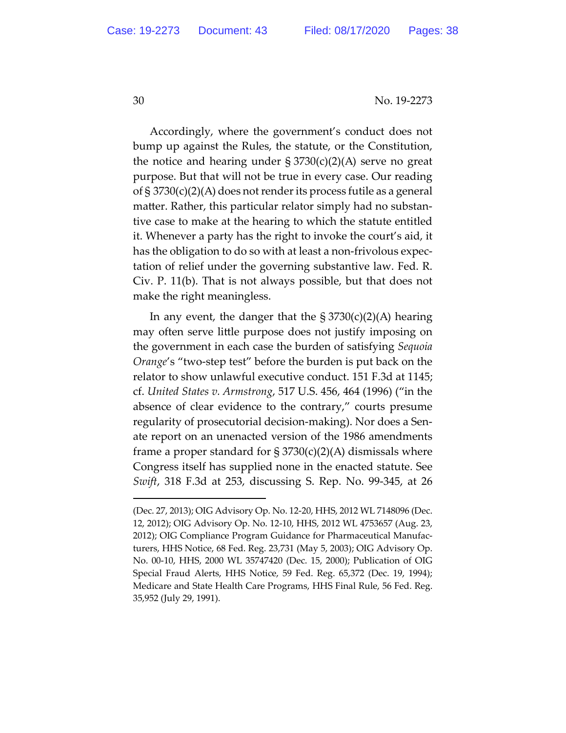Accordingly, where the government's conduct does not bump up against the Rules, the statute, or the Constitution, the notice and hearing under § 3730(c)(2)(A) serve no great purpose. But that will not be true in every case. Our reading of § 3730(c)(2)(A) does not render its process futile as a general matter. Rather, this particular relator simply had no substantive case to make at the hearing to which the statute entitled it. Whenever a party has the right to invoke the court's aid, it has the obligation to do so with at least a non-frivolous expectation of relief under the governing substantive law. Fed. R. Civ. P. 11(b). That is not always possible, but that does not make the right meaningless.

In any event, the danger that the § 3730(c)(2)(A) hearing may often serve little purpose does not justify imposing on the government in each case the burden of satisfying *Sequoia Orange*'s "two-step test" before the burden is put back on the relator to show unlawful executive conduct. 151 F.3d at 1145; cf. *United States v. Armstrong*, 517 U.S. 456, 464 (1996) ("in the absence of clear evidence to the contrary," courts presume regularity of prosecutorial decision-making). Nor does a Senate report on an unenacted version of the 1986 amendments frame a proper standard for § 3730(c)(2)(A) dismissals where Congress itself has supplied none in the enacted statute. See *Swift*, 318 F.3d at 253, discussing S. Rep. No. 99-345, at 26

---

(Dec. 27, 2013); OIG Advisory Op. No. 12-20, HHS, 2012 WL 7148096 (Dec. 12, 2012); OIG Advisory Op. No. 12-10, HHS, 2012 WL 4753657 (Aug. 23, 2012); OIG Compliance Program Guidance for Pharmaceutical Manufacturers, HHS Notice, 68 Fed. Reg. 23,731 (May 5, 2003); OIG Advisory Op. No. 00-10, HHS, 2000 WL 35747420 (Dec. 15, 2000); Publication of OIG Special Fraud Alerts, HHS Notice, 59 Fed. Reg. 65,372 (Dec. 19, 1994); Medicare and State Health Care Programs, HHS Final Rule, 56 Fed. Reg. 35,952 (July 29, 1991).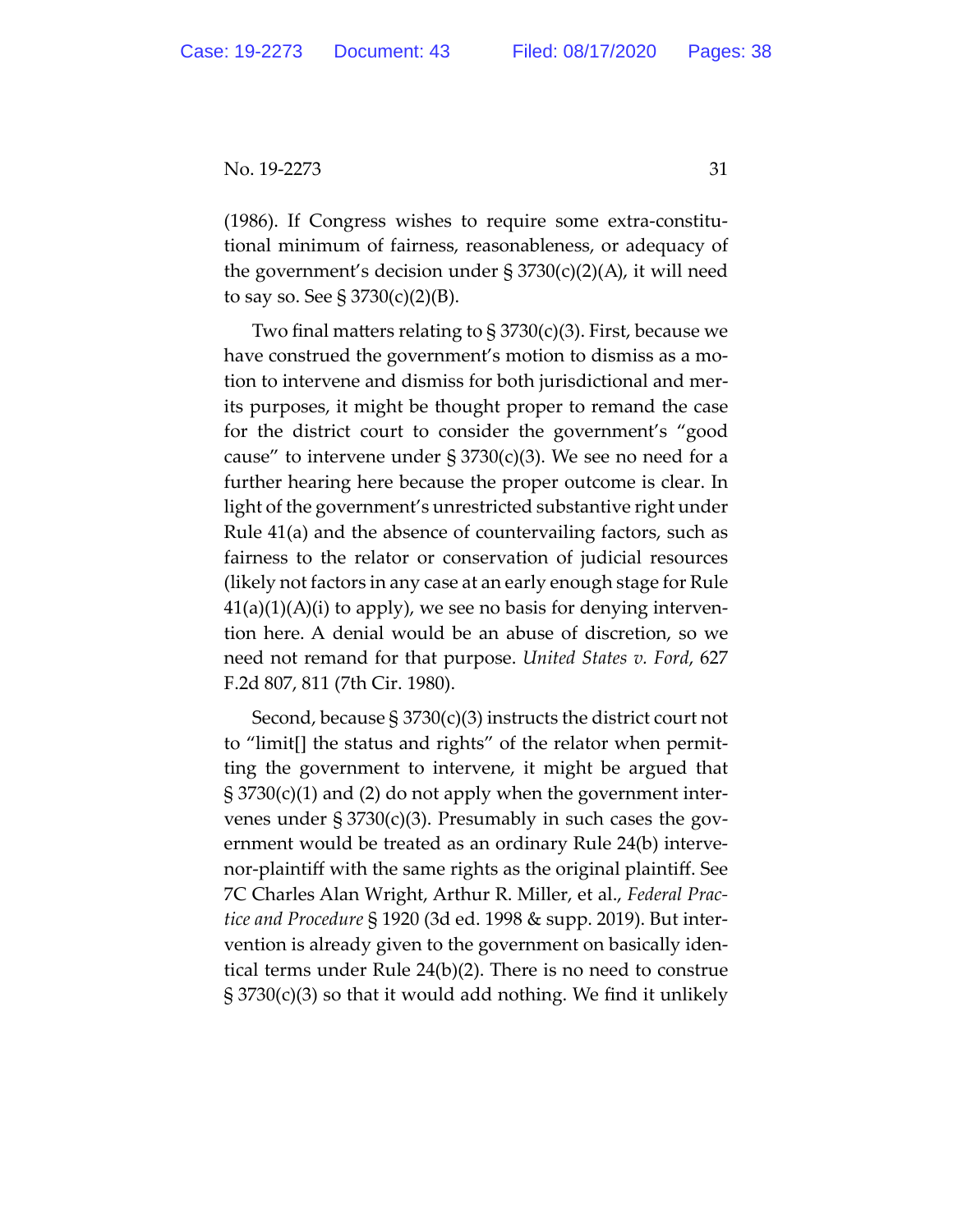(1986). If Congress wishes to require some extra-constitutional minimum of fairness, reasonableness, or adequacy of the government's decision under § 3730(c)(2)(A), it will need to say so. See § 3730(c)(2)(B).

Two final matters relating to § 3730(c)(3). First, because we have construed the government's motion to dismiss as a motion to intervene and dismiss for both jurisdictional and merits purposes, it might be thought proper to remand the case for the district court to consider the government's "good cause" to intervene under § 3730(c)(3). We see no need for a further hearing here because the proper outcome is clear. In light of the government's unrestricted substantive right under Rule 41(a) and the absence of countervailing factors, such as fairness to the relator or conservation of judicial resources (likely not factors in any case at an early enough stage for Rule 41(a)(1)(A)(i) to apply), we see no basis for denying intervention here. A denial would be an abuse of discretion, so we need not remand for that purpose. *United States v. Ford*, 627 F.2d 807, 811 (7th Cir. 1980).

Second, because § 3730(c)(3) instructs the district court not to "limit[] the status and rights" of the relator when permitting the government to intervene, it might be argued that § 3730(c)(1) and (2) do not apply when the government intervenes under § 3730(c)(3). Presumably in such cases the government would be treated as an ordinary Rule 24(b) intervenor-plaintiff with the same rights as the original plaintiff. See 7C Charles Alan Wright, Arthur R. Miller, et al., *Federal Practice and Procedure* § 1920 (3d ed. 1998 & supp. 2019). But intervention is already given to the government on basically identical terms under Rule 24(b)(2). There is no need to construe § 3730(c)(3) so that it would add nothing. We find it unlikely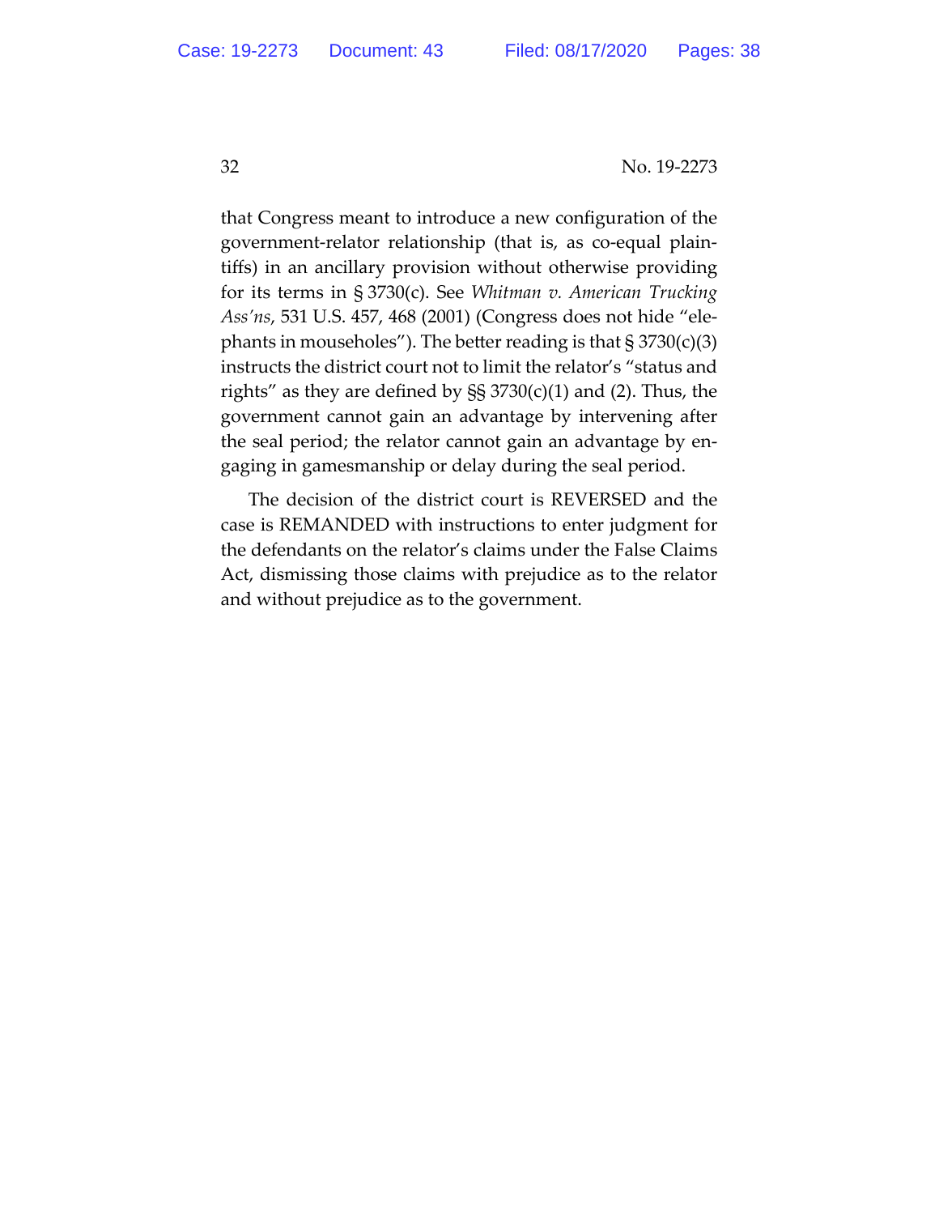that Congress meant to introduce a new configuration of the government-relator relationship (that is, as co-equal plaintiffs) in an ancillary provision without otherwise providing for its terms in § 3730(c). See *Whitman v. American Trucking Ass'ns*, 531 U.S. 457, 468 (2001) (Congress does not hide "elephants in mouseholes"). The better reading is that § 3730(c)(3) instructs the district court not to limit the relator's "status and rights" as they are defined by §§ 3730(c)(1) and (2). Thus, the government cannot gain an advantage by intervening after the seal period; the relator cannot gain an advantage by engaging in gamesmanship or delay during the seal period.

The decision of the district court is REVERSED and the case is REMANDED with instructions to enter judgment for the defendants on the relator's claims under the False Claims Act, dismissing those claims with prejudice as to the relator and without prejudice as to the government.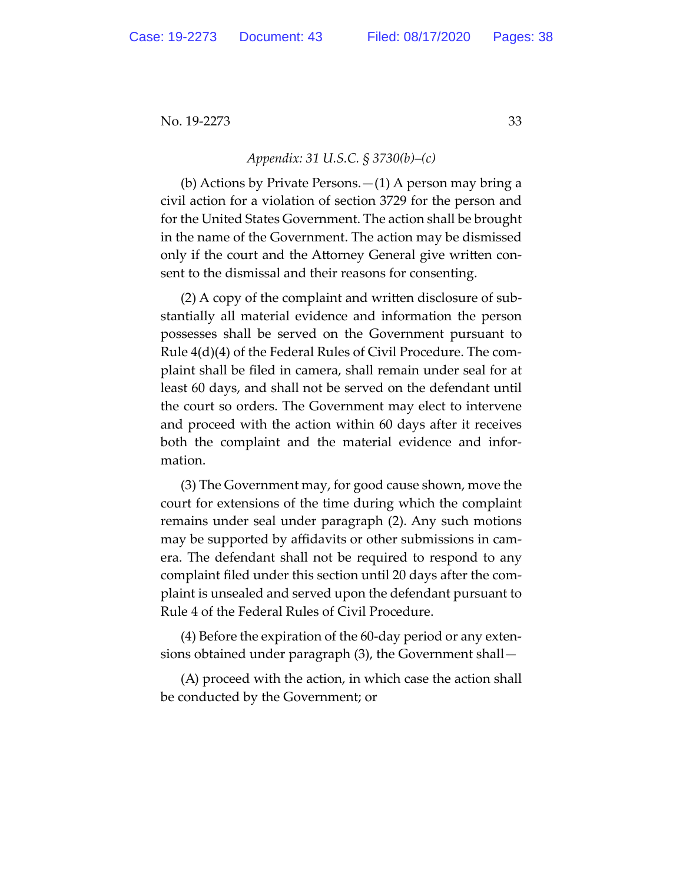*Appendix: 31 U.S.C. § 3730(b)–(c)*

(b) Actions by Private Persons.—(1) A person may bring a civil action for a violation of section 3729 for the person and for the United States Government. The action shall be brought in the name of the Government. The action may be dismissed only if the court and the Attorney General give written consent to the dismissal and their reasons for consenting.

(2) A copy of the complaint and written disclosure of substantially all material evidence and information the person possesses shall be served on the Government pursuant to Rule 4(d)(4) of the Federal Rules of Civil Procedure. The complaint shall be filed in camera, shall remain under seal for at least 60 days, and shall not be served on the defendant until the court so orders. The Government may elect to intervene and proceed with the action within 60 days after it receives both the complaint and the material evidence and information.

(3) The Government may, for good cause shown, move the court for extensions of the time during which the complaint remains under seal under paragraph (2). Any such motions may be supported by affidavits or other submissions in camera. The defendant shall not be required to respond to any complaint filed under this section until 20 days after the complaint is unsealed and served upon the defendant pursuant to Rule 4 of the Federal Rules of Civil Procedure.

(4) Before the expiration of the 60-day period or any extensions obtained under paragraph (3), the Government shall—

(A) proceed with the action, in which case the action shall be conducted by the Government; or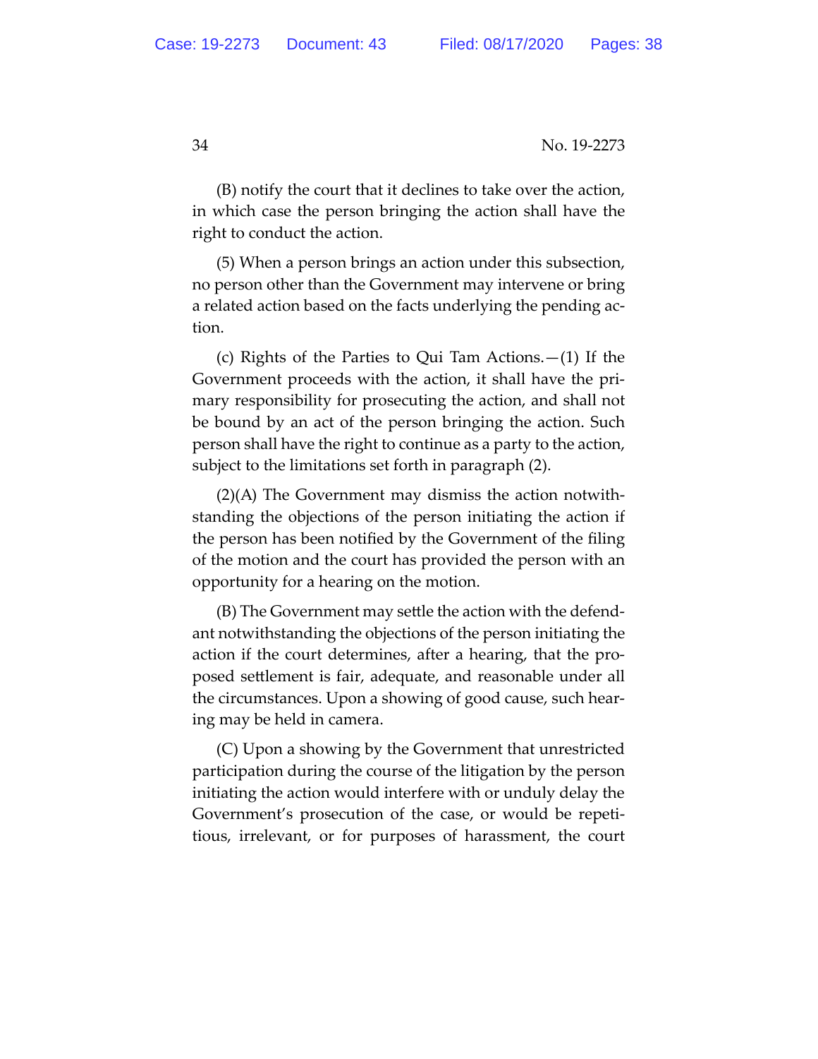(B) notify the court that it declines to take over the action, in which case the person bringing the action shall have the right to conduct the action.

(5) When a person brings an action under this subsection, no person other than the Government may intervene or bring a related action based on the facts underlying the pending action.

(c) Rights of the Parties to Qui Tam Actions.—(1) If the Government proceeds with the action, it shall have the primary responsibility for prosecuting the action, and shall not be bound by an act of the person bringing the action. Such person shall have the right to continue as a party to the action, subject to the limitations set forth in paragraph (2).

(2)(A) The Government may dismiss the action notwithstanding the objections of the person initiating the action if the person has been notified by the Government of the filing of the motion and the court has provided the person with an opportunity for a hearing on the motion.

(B) The Government may settle the action with the defendant notwithstanding the objections of the person initiating the action if the court determines, after a hearing, that the proposed settlement is fair, adequate, and reasonable under all the circumstances. Upon a showing of good cause, such hearing may be held in camera.

(C) Upon a showing by the Government that unrestricted participation during the course of the litigation by the person initiating the action would interfere with or unduly delay the Government's prosecution of the case, or would be repetitious, irrelevant, or for purposes of harassment, the court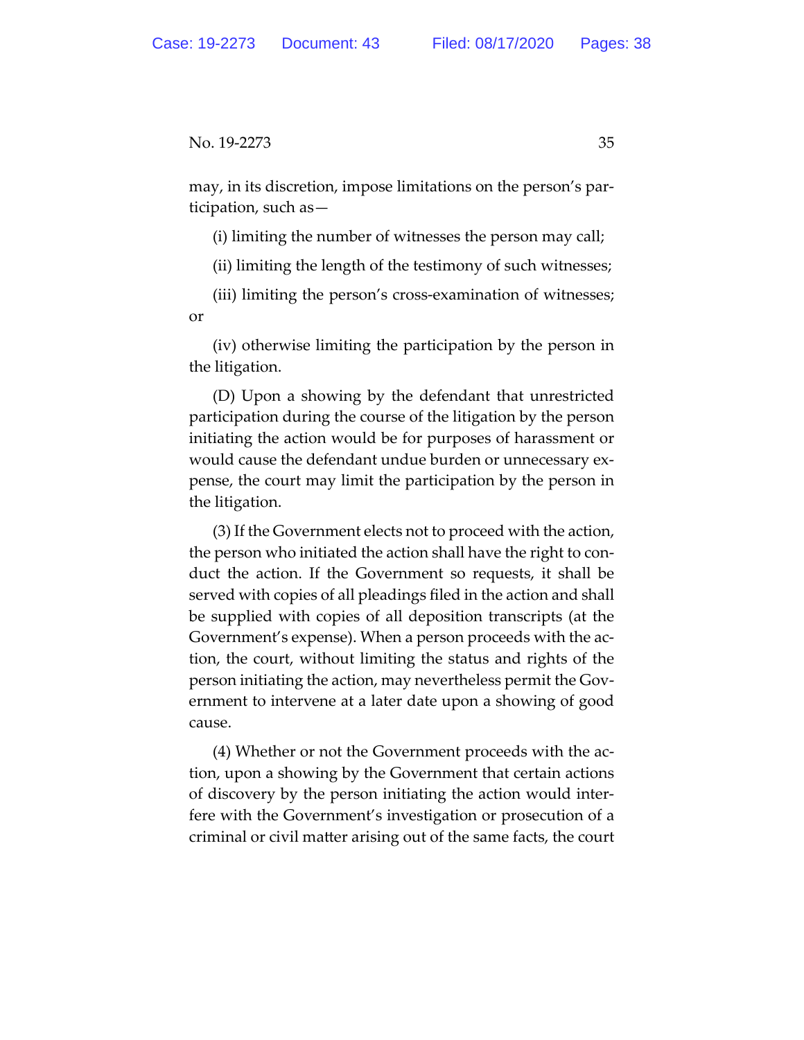may, in its discretion, impose limitations on the person's participation, such as—

(i) limiting the number of witnesses the person may call;

(ii) limiting the length of the testimony of such witnesses;

(iii) limiting the person's cross-examination of witnesses; or

(iv) otherwise limiting the participation by the person in the litigation.

(D) Upon a showing by the defendant that unrestricted participation during the course of the litigation by the person initiating the action would be for purposes of harassment or would cause the defendant undue burden or unnecessary expense, the court may limit the participation by the person in the litigation.

(3) If the Government elects not to proceed with the action, the person who initiated the action shall have the right to conduct the action. If the Government so requests, it shall be served with copies of all pleadings filed in the action and shall be supplied with copies of all deposition transcripts (at the Government's expense). When a person proceeds with the action, the court, without limiting the status and rights of the person initiating the action, may nevertheless permit the Government to intervene at a later date upon a showing of good cause.

(4) Whether or not the Government proceeds with the action, upon a showing by the Government that certain actions of discovery by the person initiating the action would interfere with the Government's investigation or prosecution of a criminal or civil matter arising out of the same facts, the court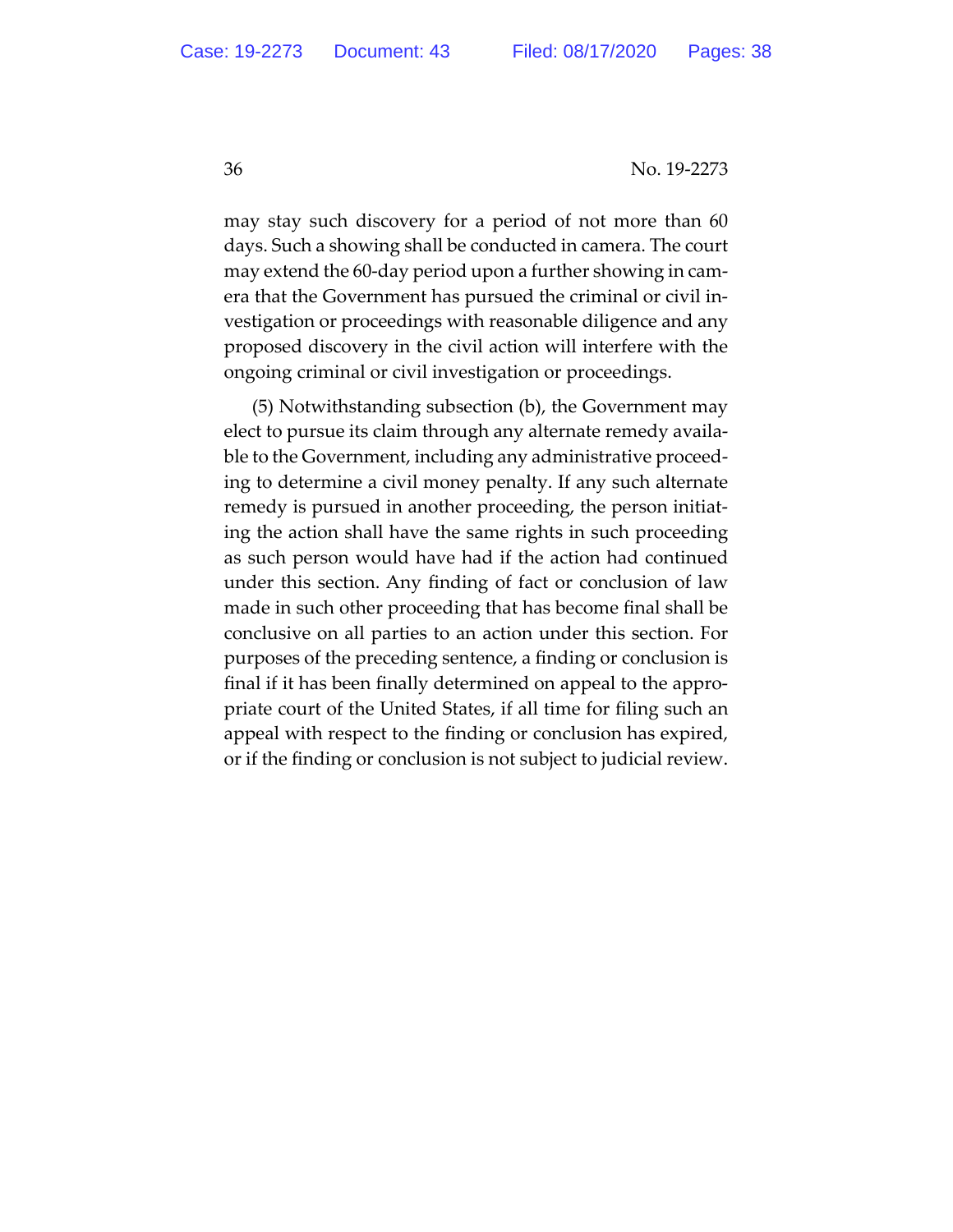may stay such discovery for a period of not more than 60 days. Such a showing shall be conducted in camera. The court may extend the 60-day period upon a further showing in camera that the Government has pursued the criminal or civil investigation or proceedings with reasonable diligence and any proposed discovery in the civil action will interfere with the ongoing criminal or civil investigation or proceedings.

(5) Notwithstanding subsection (b), the Government may elect to pursue its claim through any alternate remedy available to the Government, including any administrative proceeding to determine a civil money penalty. If any such alternate remedy is pursued in another proceeding, the person initiating the action shall have the same rights in such proceeding as such person would have had if the action had continued under this section. Any finding of fact or conclusion of law made in such other proceeding that has become final shall be conclusive on all parties to an action under this section. For purposes of the preceding sentence, a finding or conclusion is final if it has been finally determined on appeal to the appropriate court of the United States, if all time for filing such an appeal with respect to the finding or conclusion has expired, or if the finding or conclusion is not subject to judicial review.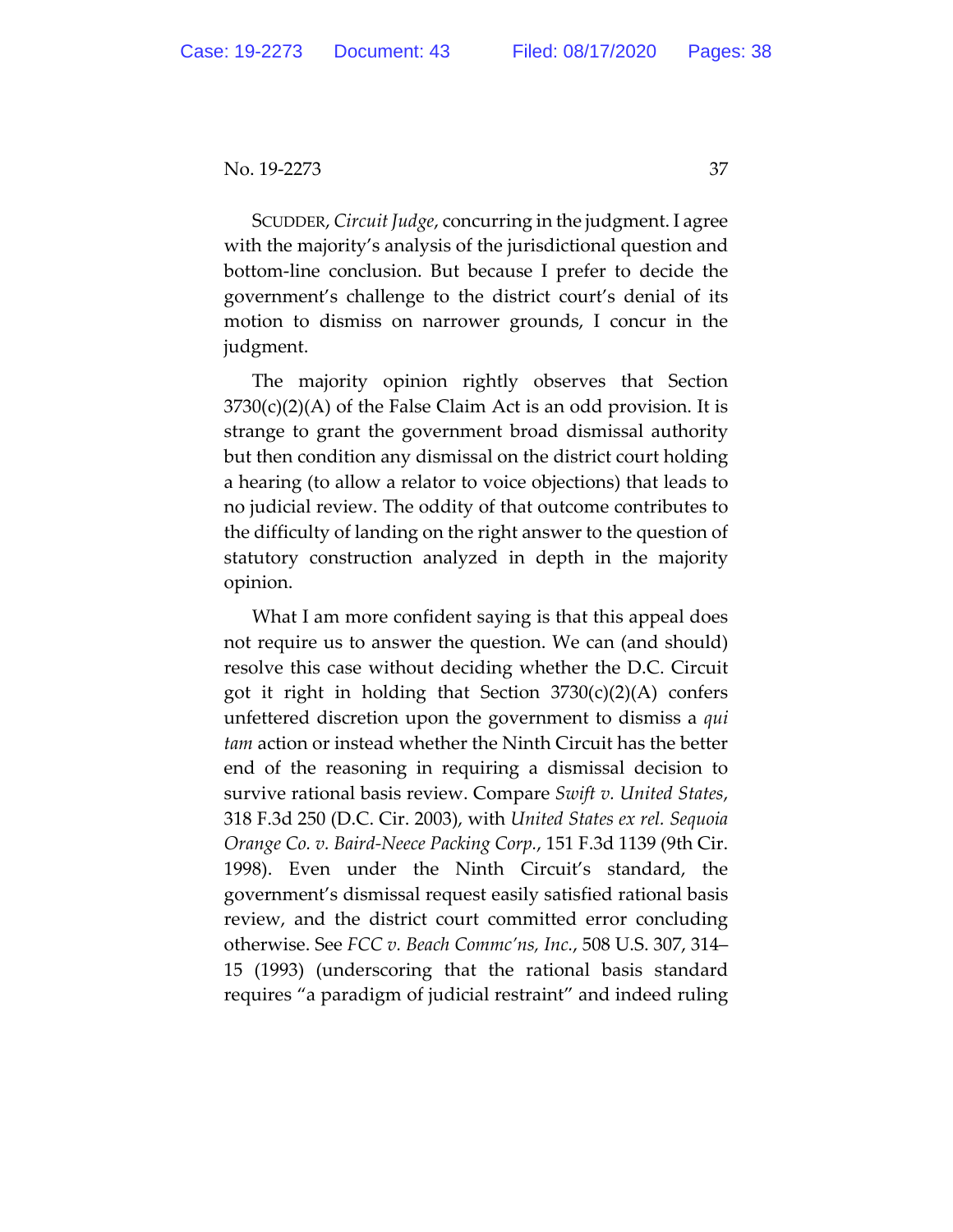SCUDDER, *Circuit Judge*, concurring in the judgment. I agree with the majority's analysis of the jurisdictional question and bottom-line conclusion. But because I prefer to decide the government's challenge to the district court's denial of its motion to dismiss on narrower grounds, I concur in the judgment.

The majority opinion rightly observes that Section 3730(c)(2)(A) of the False Claim Act is an odd provision. It is strange to grant the government broad dismissal authority but then condition any dismissal on the district court holding a hearing (to allow a relator to voice objections) that leads to no judicial review. The oddity of that outcome contributes to the difficulty of landing on the right answer to the question of statutory construction analyzed in depth in the majority opinion.

What I am more confident saying is that this appeal does not require us to answer the question. We can (and should) resolve this case without deciding whether the D.C. Circuit got it right in holding that Section 3730(c)(2)(A) confers unfettered discretion upon the government to dismiss a *qui tam* action or instead whether the Ninth Circuit has the better end of the reasoning in requiring a dismissal decision to survive rational basis review. Compare *Swift v. United States*, 318 F.3d 250 (D.C. Cir. 2003), with *United States ex rel. Sequoia Orange Co. v. Baird-Neece Packing Corp.*, 151 F.3d 1139 (9th Cir. 1998). Even under the Ninth Circuit's standard, the government's dismissal request easily satisfied rational basis review, and the district court committed error concluding otherwise. See *FCC v. Beach Commc'ns, Inc.*, 508 U.S. 307, 314–15 (1993) (underscoring that the rational basis standard requires "a paradigm of judicial restraint" and indeed ruling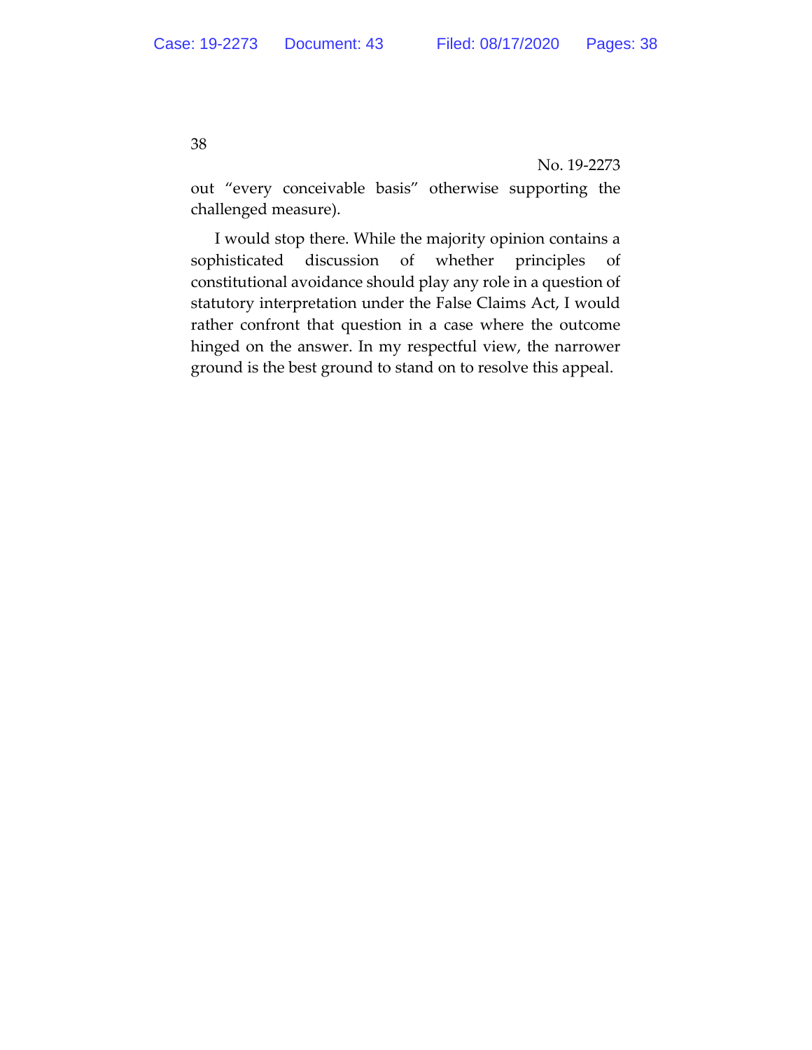out "every conceivable basis" otherwise supporting the challenged measure).

I would stop there. While the majority opinion contains a sophisticated discussion of whether principles of constitutional avoidance should play any role in a question of statutory interpretation under the False Claims Act, I would rather confront that question in a case where the outcome hinged on the answer. In my respectful view, the narrower ground is the best ground to stand on to resolve this appeal.